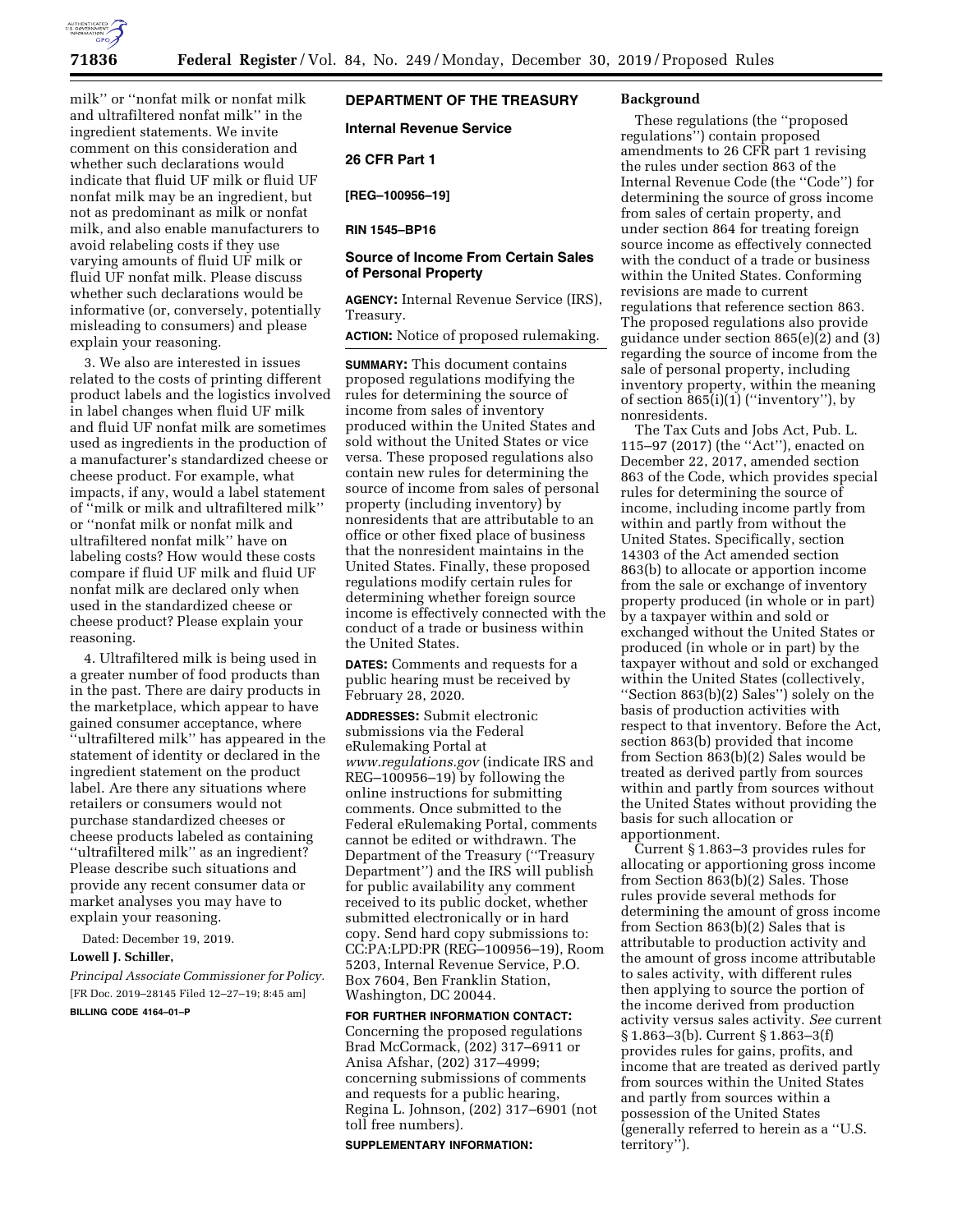milk'' or ''nonfat milk or nonfat milk and ultrafiltered nonfat milk'' in the ingredient statements. We invite comment on this consideration and whether such declarations would indicate that fluid UF milk or fluid UF nonfat milk may be an ingredient, but not as predominant as milk or nonfat milk, and also enable manufacturers to avoid relabeling costs if they use varying amounts of fluid UF milk or fluid UF nonfat milk. Please discuss whether such declarations would be informative (or, conversely, potentially misleading to consumers) and please explain your reasoning.

3. We also are interested in issues related to the costs of printing different product labels and the logistics involved in label changes when fluid UF milk and fluid UF nonfat milk are sometimes used as ingredients in the production of a manufacturer's standardized cheese or cheese product. For example, what impacts, if any, would a label statement of ''milk or milk and ultrafiltered milk'' or ''nonfat milk or nonfat milk and ultrafiltered nonfat milk'' have on labeling costs? How would these costs compare if fluid UF milk and fluid UF nonfat milk are declared only when used in the standardized cheese or cheese product? Please explain your reasoning.

4. Ultrafiltered milk is being used in a greater number of food products than in the past. There are dairy products in the marketplace, which appear to have gained consumer acceptance, where ''ultrafiltered milk'' has appeared in the statement of identity or declared in the ingredient statement on the product label. Are there any situations where retailers or consumers would not purchase standardized cheeses or cheese products labeled as containing ''ultrafiltered milk'' as an ingredient? Please describe such situations and provide any recent consumer data or market analyses you may have to explain your reasoning.

Dated: December 19, 2019.

**Lowell J. Schiller,**

*Principal Associate Commissioner for Policy.*

[FR Doc. 2019–28145 Filed 12–27–19; 8:45 am]

**BILLING CODE 4164–01–P**

## DEPARTMENT OF THE TREASURY

### Internal Revenue Service

### 26 CFR Part 1

**[REG–100956–19]**

**RIN 1545–BP16**

### Source of Income From Certain Sales of Personal Property

**AGENCY:** Internal Revenue Service (IRS), Treasury.

**ACTION:** Notice of proposed rulemaking.

**SUMMARY:** This document contains proposed regulations modifying the rules for determining the source of income from sales of inventory produced within the United States and sold without the United States or vice versa. These proposed regulations also contain new rules for determining the source of income from sales of personal property (including inventory) by nonresidents that are attributable to an office or other fixed place of business that the nonresident maintains in the United States. Finally, these proposed regulations modify certain rules for determining whether foreign source income is effectively connected with the conduct of a trade or business within the United States.

**DATES:** Comments and requests for a public hearing must be received by February 28, 2020.

**ADDRESSES:** Submit electronic submissions via the Federal eRulemaking Portal at *www.regulations.gov* (indicate IRS and REG–100956–19) by following the online instructions for submitting comments. Once submitted to the Federal eRulemaking Portal, comments cannot be edited or withdrawn. The Department of the Treasury (''Treasury Department'') and the IRS will publish for public availability any comment received to its public docket, whether submitted electronically or in hard copy. Send hard copy submissions to: CC:PA:LPD:PR (REG–100956–19), Room 5203, Internal Revenue Service, P.O. Box 7604, Ben Franklin Station, Washington, DC 20044.

**FOR FURTHER INFORMATION CONTACT:** Concerning the proposed regulations Brad McCormack, (202) 317–6911 or Anisa Afshar, (202) 317–4999; concerning submissions of comments and requests for a public hearing, Regina L. Johnson, (202) 317–6901 (not toll free numbers).

**SUPPLEMENTARY INFORMATION:**

### Background

These regulations (the ''proposed regulations'') contain proposed amendments to 26 CFR part 1 revising the rules under section 863 of the Internal Revenue Code (the ''Code'') for determining the source of gross income from sales of certain property, and under section 864 for treating foreign source income as effectively connected with the conduct of a trade or business within the United States. Conforming revisions are made to current regulations that reference section 863. The proposed regulations also provide guidance under section 865(e)(2) and (3) regarding the source of income from the sale of personal property, including inventory property, within the meaning of section 865(i)(1) (''inventory''), by nonresidents.

The Tax Cuts and Jobs Act, Pub. L. 115–97 (2017) (the ''Act''), enacted on December 22, 2017, amended section 863 of the Code, which provides special rules for determining the source of income, including income partly from within and partly from without the United States. Specifically, section 14303 of the Act amended section 863(b) to allocate or apportion income from the sale or exchange of inventory property produced (in whole or in part) by a taxpayer within and sold or exchanged without the United States or produced (in whole or in part) by the taxpayer without and sold or exchanged within the United States (collectively, ''Section 863(b)(2) Sales'') solely on the basis of production activities with respect to that inventory. Before the Act, section 863(b) provided that income from Section 863(b)(2) Sales would be treated as derived partly from sources within and partly from sources without the United States without providing the basis for such allocation or apportionment.

Current § 1.863–3 provides rules for allocating or apportioning gross income from Section 863(b)(2) Sales. Those rules provide several methods for determining the amount of gross income from Section 863(b)(2) Sales that is attributable to production activity and the amount of gross income attributable to sales activity, with different rules then applying to source the portion of the income derived from production activity versus sales activity. *See* current § 1.863–3(b). Current § 1.863–3(f) provides rules for gains, profits, and income that are treated as derived partly from sources within the United States and partly from sources within a possession of the United States (generally referred to herein as a ''U.S. territory'').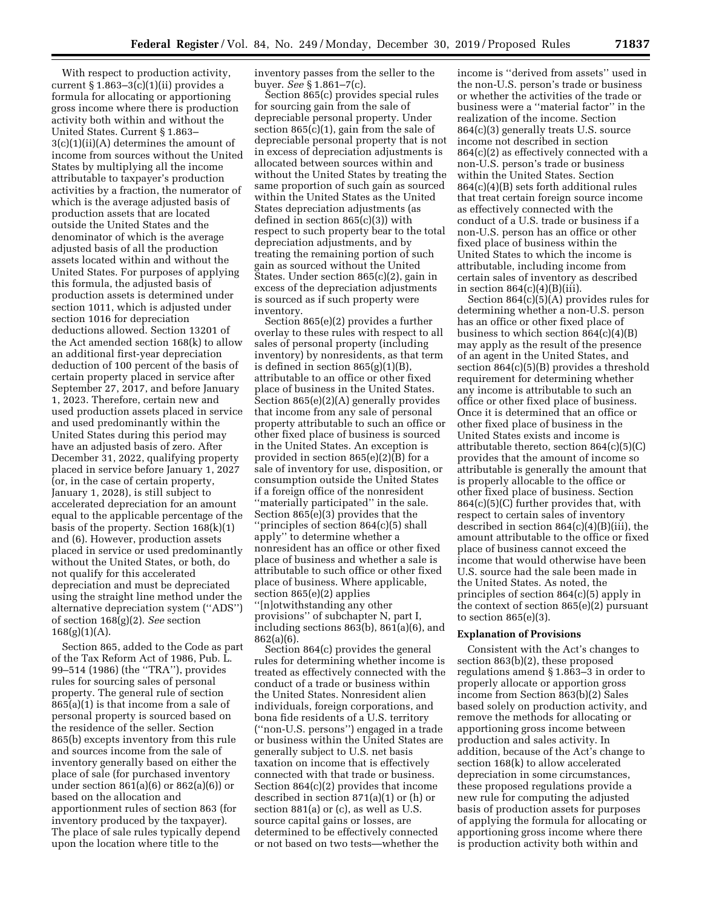With respect to production activity, current § 1.863–3(c)(1)(ii) provides a formula for allocating or apportioning gross income where there is production activity both within and without the United States. Current § 1.863–3(c)(1)(ii)(A) determines the amount of income from sources without the United States by multiplying all the income attributable to taxpayer's production activities by a fraction, the numerator of which is the average adjusted basis of production assets that are located outside the United States and the denominator of which is the average adjusted basis of all the production assets located within and without the United States. For purposes of applying this formula, the adjusted basis of production assets is determined under section 1011, which is adjusted under section 1016 for depreciation deductions allowed. Section 13201 of the Act amended section 168(k) to allow an additional first-year depreciation deduction of 100 percent of the basis of certain property placed in service after September 27, 2017, and before January 1, 2023. Therefore, certain new and used production assets placed in service and used predominantly within the United States during this period may have an adjusted basis of zero. After December 31, 2022, qualifying property placed in service before January 1, 2027 (or, in the case of certain property, January 1, 2028), is still subject to accelerated depreciation for an amount equal to the applicable percentage of the basis of the property. Section 168(k)(1) and (6). However, production assets placed in service or used predominantly without the United States, or both, do not qualify for this accelerated depreciation and must be depreciated using the straight line method under the alternative depreciation system (''ADS'') of section 168(g)(2). *See* section 168(g)(1)(A).

Section 865, added to the Code as part of the Tax Reform Act of 1986, Pub. L. 99–514 (1986) (the ''TRA''), provides rules for sourcing sales of personal property. The general rule of section 865(a)(1) is that income from a sale of personal property is sourced based on the residence of the seller. Section 865(b) excepts inventory from this rule and sources income from the sale of inventory generally based on either the place of sale (for purchased inventory under section 861(a)(6) or 862(a)(6)) or based on the allocation and apportionment rules of section 863 (for inventory produced by the taxpayer). The place of sale rules typically depend upon the location where title to the inventory passes from the seller to the buyer. *See* § 1.861–7(c).

Section 865(c) provides special rules for sourcing gain from the sale of depreciable personal property. Under section 865(c)(1), gain from the sale of depreciable personal property that is not in excess of depreciation adjustments is allocated between sources within and without the United States by treating the same proportion of such gain as sourced within the United States as the United States depreciation adjustments (as defined in section 865(c)(3)) with respect to such property bear to the total depreciation adjustments, and by treating the remaining portion of such gain as sourced without the United States. Under section 865(c)(2), gain in excess of the depreciation adjustments is sourced as if such property were inventory.

Section 865(e)(2) provides a further overlay to these rules with respect to all sales of personal property (including inventory) by nonresidents, as that term is defined in section 865(g)(1)(B), attributable to an office or other fixed place of business in the United States. Section 865(e)(2)(A) generally provides that income from any sale of personal property attributable to such an office or other fixed place of business is sourced in the United States. An exception is provided in section 865(e)(2)(B) for a sale of inventory for use, disposition, or consumption outside the United States if a foreign office of the nonresident ''materially participated'' in the sale. Section 865(e)(3) provides that the ''principles of section 864(c)(5) shall apply'' to determine whether a nonresident has an office or other fixed place of business and whether a sale is attributable to such office or other fixed place of business. Where applicable, section 865(e)(2) applies ''[n]otwithstanding any other provisions'' of subchapter N, part I, including sections 863(b), 861(a)(6), and 862(a)(6).

Section 864(c) provides the general rules for determining whether income is treated as effectively connected with the conduct of a trade or business within the United States. Nonresident alien individuals, foreign corporations, and bona fide residents of a U.S. territory (''non-U.S. persons'') engaged in a trade or business within the United States are generally subject to U.S. net basis taxation on income that is effectively connected with that trade or business. Section 864(c)(2) provides that income described in section 871(a)(1) or (h) or section 881(a) or (c), as well as U.S. source capital gains or losses, are determined to be effectively connected or not based on two tests—whether the income is ''derived from assets'' used in the non-U.S. person's trade or business or whether the activities of the trade or business were a ''material factor'' in the realization of the income. Section 864(c)(3) generally treats U.S. source income not described in section 864(c)(2) as effectively connected with a non-U.S. person's trade or business within the United States. Section 864(c)(4)(B) sets forth additional rules that treat certain foreign source income as effectively connected with the conduct of a U.S. trade or business if a non-U.S. person has an office or other fixed place of business within the United States to which the income is attributable, including income from certain sales of inventory as described in section 864(c)(4)(B)(iii).

Section 864(c)(5)(A) provides rules for determining whether a non-U.S. person has an office or other fixed place of business to which section 864(c)(4)(B) may apply as the result of the presence of an agent in the United States, and section 864(c)(5)(B) provides a threshold requirement for determining whether any income is attributable to such an office or other fixed place of business. Once it is determined that an office or other fixed place of business in the United States exists and income is attributable thereto, section 864(c)(5)(C) provides that the amount of income so attributable is generally the amount that is properly allocable to the office or other fixed place of business. Section 864(c)(5)(C) further provides that, with respect to certain sales of inventory described in section 864(c)(4)(B)(iii), the amount attributable to the office or fixed place of business cannot exceed the income that would otherwise have been U.S. source had the sale been made in the United States. As noted, the principles of section 864(c)(5) apply in the context of section 865(e)(2) pursuant to section 865(e)(3).

**Explanation of Provisions**

Consistent with the Act's changes to section 863(b)(2), these proposed regulations amend § 1.863–3 in order to properly allocate or apportion gross income from Section 863(b)(2) Sales based solely on production activity, and remove the methods for allocating or apportioning gross income between production and sales activity. In addition, because of the Act's change to section 168(k) to allow accelerated depreciation in some circumstances, these proposed regulations provide a new rule for computing the adjusted basis of production assets for purposes of applying the formula for allocating or apportioning gross income where there is production activity both within and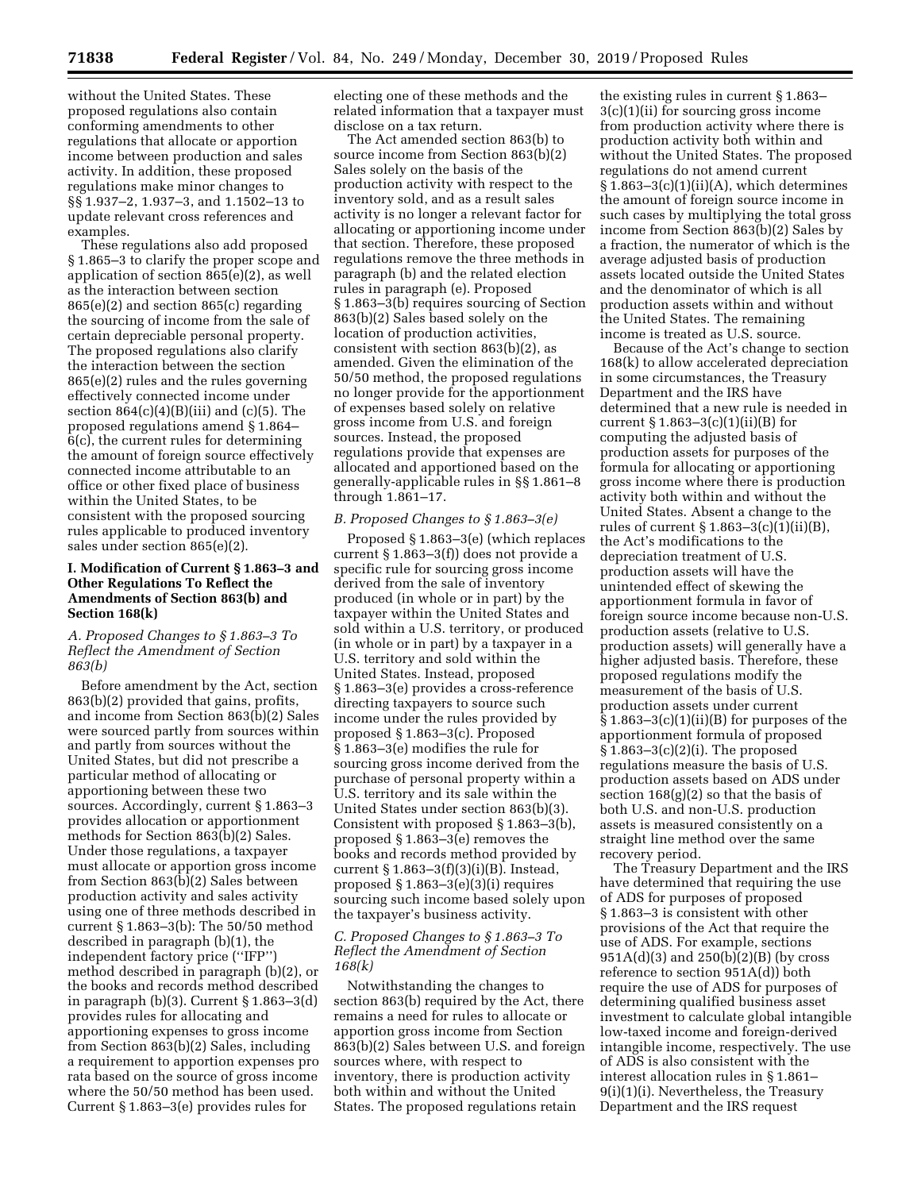without the United States. These proposed regulations also contain conforming amendments to other regulations that allocate or apportion income between production and sales activity. In addition, these proposed regulations make minor changes to §§ 1.937–2, 1.937–3, and 1.1502–13 to update relevant cross references and examples.

These regulations also add proposed § 1.865–3 to clarify the proper scope and application of section 865(e)(2), as well as the interaction between section 865(e)(2) and section 865(c) regarding the sourcing of income from the sale of certain depreciable personal property. The proposed regulations also clarify the interaction between the section 865(e)(2) rules and the rules governing effectively connected income under section 864(c)(4)(B)(iii) and (c)(5). The proposed regulations amend § 1.864–6(c), the current rules for determining the amount of foreign source effectively connected income attributable to an office or other fixed place of business within the United States, to be consistent with the proposed sourcing rules applicable to produced inventory sales under section 865(e)(2).

## I. Modification of Current § 1.863–3 and Other Regulations To Reflect the Amendments of Section 863(b) and Section 168(k)

### *A. Proposed Changes to § 1.863–3 To Reflect the Amendment of Section 863(b)*

Before amendment by the Act, section 863(b)(2) provided that gains, profits, and income from Section 863(b)(2) Sales were sourced partly from sources within and partly from sources without the United States, but did not prescribe a particular method of allocating or apportioning between these two sources. Accordingly, current § 1.863–3 provides allocation or apportionment methods for Section 863(b)(2) Sales. Under those regulations, a taxpayer must allocate or apportion gross income from Section 863(b)(2) Sales between production activity and sales activity using one of three methods described in current § 1.863–3(b): The 50/50 method described in paragraph (b)(1), the independent factory price (''IFP'') method described in paragraph (b)(2), or the books and records method described in paragraph (b)(3). Current § 1.863–3(d) provides rules for allocating and apportioning expenses to gross income from Section 863(b)(2) Sales, including a requirement to apportion expenses pro rata based on the source of gross income where the 50/50 method has been used. Current § 1.863–3(e) provides rules for electing one of these methods and the related information that a taxpayer must disclose on a tax return.

The Act amended section 863(b) to source income from Section 863(b)(2) Sales solely on the basis of the production activity with respect to the inventory sold, and as a result sales activity is no longer a relevant factor for allocating or apportioning income under that section. Therefore, these proposed regulations remove the three methods in paragraph (b) and the related election rules in paragraph (e). Proposed § 1.863–3(b) requires sourcing of Section 863(b)(2) Sales based solely on the location of production activities, consistent with section 863(b)(2), as amended. Given the elimination of the 50/50 method, the proposed regulations no longer provide for the apportionment of expenses based solely on relative gross income from U.S. and foreign sources. Instead, the proposed regulations provide that expenses are allocated and apportioned based on the generally-applicable rules in §§ 1.861–8 through 1.861–17.

### *B. Proposed Changes to § 1.863–3(e)*

Proposed § 1.863–3(e) (which replaces current § 1.863–3(f)) does not provide a specific rule for sourcing gross income derived from the sale of inventory produced (in whole or in part) by the taxpayer within the United States and sold within a U.S. territory, or produced (in whole or in part) by a taxpayer in a U.S. territory and sold within the United States. Instead, proposed § 1.863–3(e) provides a cross-reference directing taxpayers to source such income under the rules provided by proposed § 1.863–3(c). Proposed § 1.863–3(e) modifies the rule for sourcing gross income derived from the purchase of personal property within a U.S. territory and its sale within the United States under section 863(b)(3). Consistent with proposed § 1.863–3(b), proposed § 1.863–3(e) removes the books and records method provided by current § 1.863–3(f)(3)(i)(B). Instead, proposed § 1.863–3(e)(3)(i) requires sourcing such income based solely upon the taxpayer's business activity.

### *C. Proposed Changes to § 1.863–3 To Reflect the Amendment of Section 168(k)*

Notwithstanding the changes to section 863(b) required by the Act, there remains a need for rules to allocate or apportion gross income from Section 863(b)(2) Sales between U.S. and foreign sources where, with respect to inventory, there is production activity both within and without the United States. The proposed regulations retain the existing rules in current § 1.863–3(c)(1)(ii) for sourcing gross income from production activity where there is production activity both within and without the United States. The proposed regulations do not amend current § 1.863–3(c)(1)(ii)(A), which determines the amount of foreign source income in such cases by multiplying the total gross income from Section 863(b)(2) Sales by a fraction, the numerator of which is the average adjusted basis of production assets located outside the United States and the denominator of which is all production assets within and without the United States. The remaining income is treated as U.S. source.

Because of the Act's change to section 168(k) to allow accelerated depreciation in some circumstances, the Treasury Department and the IRS have determined that a new rule is needed in current § 1.863–3(c)(1)(ii)(B) for computing the adjusted basis of production assets for purposes of the formula for allocating or apportioning gross income where there is production activity both within and without the United States. Absent a change to the rules of current § 1.863–3(c)(1)(ii)(B), the Act's modifications to the depreciation treatment of U.S. production assets will have the unintended effect of skewing the apportionment formula in favor of foreign source income because non-U.S. production assets (relative to U.S. production assets) will generally have a higher adjusted basis. Therefore, these proposed regulations modify the measurement of the basis of U.S. production assets under current § 1.863–3(c)(1)(ii)(B) for purposes of the apportionment formula of proposed § 1.863–3(c)(2)(i). The proposed regulations measure the basis of U.S. production assets based on ADS under section 168(g)(2) so that the basis of both U.S. and non-U.S. production assets is measured consistently on a straight line method over the same recovery period.

The Treasury Department and the IRS have determined that requiring the use of ADS for purposes of proposed § 1.863–3 is consistent with other provisions of the Act that require the use of ADS. For example, sections 951A(d)(3) and 250(b)(2)(B) (by cross reference to section 951A(d)) both require the use of ADS for purposes of determining qualified business asset investment to calculate global intangible low-taxed income and foreign-derived intangible income, respectively. The use of ADS is also consistent with the interest allocation rules in § 1.861–9(i)(1)(i). Nevertheless, the Treasury Department and the IRS request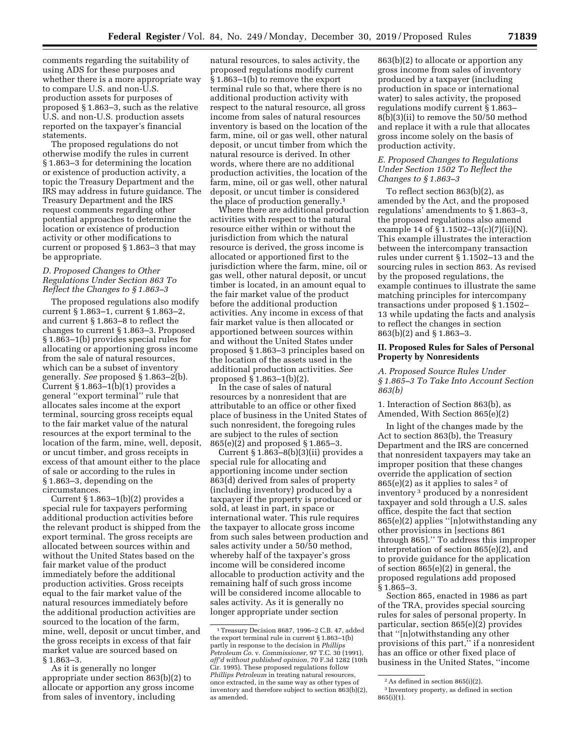comments regarding the suitability of using ADS for these purposes and whether there is a more appropriate way to compare U.S. and non-U.S. production assets for purposes of proposed § 1.863–3, such as the relative U.S. and non-U.S. production assets reported on the taxpayer's financial statements.

The proposed regulations do not otherwise modify the rules in current § 1.863–3 for determining the location or existence of production activity, a topic the Treasury Department and the IRS may address in future guidance. The Treasury Department and the IRS request comments regarding other potential approaches to determine the location or existence of production activity or other modifications to current or proposed § 1.863–3 that may be appropriate.

### *D. Proposed Changes to Other Regulations Under Section 863 To Reflect the Changes to § 1.863–3*

The proposed regulations also modify current § 1.863–1, current § 1.863–2, and current § 1.863–8 to reflect the changes to current § 1.863–3. Proposed § 1.863–1(b) provides special rules for allocating or apportioning gross income from the sale of natural resources, which can be a subset of inventory generally. *See* proposed § 1.863–2(b). Current § 1.863–1(b)(1) provides a general "export terminal" rule that allocates sales income at the export terminal, sourcing gross receipts equal to the fair market value of the natural resources at the export terminal to the location of the farm, mine, well, deposit, or uncut timber, and gross receipts in excess of that amount either to the place of sale or according to the rules in § 1.863–3, depending on the circumstances.

Current § 1.863–1(b)(2) provides a special rule for taxpayers performing additional production activities before the relevant product is shipped from the export terminal. The gross receipts are allocated between sources within and without the United States based on the fair market value of the product immediately before the additional production activities. Gross receipts equal to the fair market value of the natural resources immediately before the additional production activities are sourced to the location of the farm, mine, well, deposit or uncut timber, and the gross receipts in excess of that fair market value are sourced based on § 1.863–3.

As it is generally no longer appropriate under section 863(b)(2) to allocate or apportion any gross income from sales of inventory, including natural resources, to sales activity, the proposed regulations modify current § 1.863–1(b) to remove the export terminal rule so that, where there is no additional production activity with respect to the natural resource, all gross income from sales of natural resources inventory is based on the location of the farm, mine, oil or gas well, other natural deposit, or uncut timber from which the natural resource is derived. In other words, where there are no additional production activities, the location of the farm, mine, oil or gas well, other natural deposit, or uncut timber is considered the place of production generally.[1]

Where there are additional production activities with respect to the natural resource either within or without the jurisdiction from which the natural resource is derived, the gross income is allocated or apportioned first to the jurisdiction where the farm, mine, oil or gas well, other natural deposit, or uncut timber is located, in an amount equal to the fair market value of the product before the additional production activities. Any income in excess of that fair market value is then allocated or apportioned between sources within and without the United States under proposed § 1.863–3 principles based on the location of the assets used in the additional production activities. *See* proposed § 1.863–1(b)(2).

In the case of sales of natural resources by a nonresident that are attributable to an office or other fixed place of business in the United States of such nonresident, the foregoing rules are subject to the rules of section 865(e)(2) and proposed § 1.865–3.

Current § 1.863–8(b)(3)(ii) provides a special rule for allocating and apportioning income under section 863(d) derived from sales of property (including inventory) produced by a taxpayer if the property is produced or sold, at least in part, in space or international water. This rule requires the taxpayer to allocate gross income from such sales between production and sales activity under a 50/50 method, whereby half of the taxpayer's gross income will be considered income allocable to production activity and the remaining half of such gross income will be considered income allocable to sales activity. As it is generally no longer appropriate under section 863(b)(2) to allocate or apportion any gross income from sales of inventory produced by a taxpayer (including production in space or international water) to sales activity, the proposed regulations modify current § 1.863–8(b)(3)(ii) to remove the 50/50 method and replace it with a rule that allocates gross income solely on the basis of production activity.

### *E. Proposed Changes to Regulations Under Section 1502 To Reflect the Changes to § 1.863–3*

To reflect section 863(b)(2), as amended by the Act, and the proposed regulations' amendments to § 1.863–3, the proposed regulations also amend example 14 of § 1.1502–13(c)(7)(ii)(N). This example illustrates the interaction between the intercompany transaction rules under current § 1.1502–13 and the sourcing rules in section 863. As revised by the proposed regulations, the example continues to illustrate the same matching principles for intercompany transactions under proposed § 1.1502–13 while updating the facts and analysis to reflect the changes in section 863(b)(2) and § 1.863–3.

## II. Proposed Rules for Sales of Personal Property by Nonresidents

### *A. Proposed Source Rules Under § 1.865–3 To Take Into Account Section 863(b)*

#### 1. Interaction of Section 863(b), as Amended, With Section 865(e)(2)

In light of the changes made by the Act to section 863(b), the Treasury Department and the IRS are concerned that nonresident taxpayers may take an improper position that these changes override the application of section 865(e)(2) as it applies to sales[2] of inventory[3] produced by a nonresident taxpayer and sold through a U.S. sales office, despite the fact that section 865(e)(2) applies "[n]otwithstanding any other provisions in [sections 861 through 865]." To address this improper interpretation of section 865(e)(2), and to provide guidance for the application of section 865(e)(2) in general, the proposed regulations add proposed § 1.865–3.

Section 865, enacted in 1986 as part of the TRA, provides special sourcing rules for sales of personal property. In particular, section 865(e)(2) provides that "[n]otwithstanding any other provisions of this part," if a nonresident has an office or other fixed place of business in the United States, "income

---

[1] Treasury Decision 8687, 1996–2 C.B. 47, added the export terminal rule in current § 1.863–1(b) partly in response to the decision in *Phillips Petroleum Co.* v. *Commissioner,* 97 T.C. 30 (1991), *aff'd without published opinion,* 70 F.3d 1282 (10th Cir. 1995). These proposed regulations follow *Phillips Petroleum* in treating natural resources, once extracted, in the same way as other types of inventory and therefore subject to section 863(b)(2), as amended.

[2] As defined in section 865(i)(2).

[3] Inventory property, as defined in section 865(i)(1).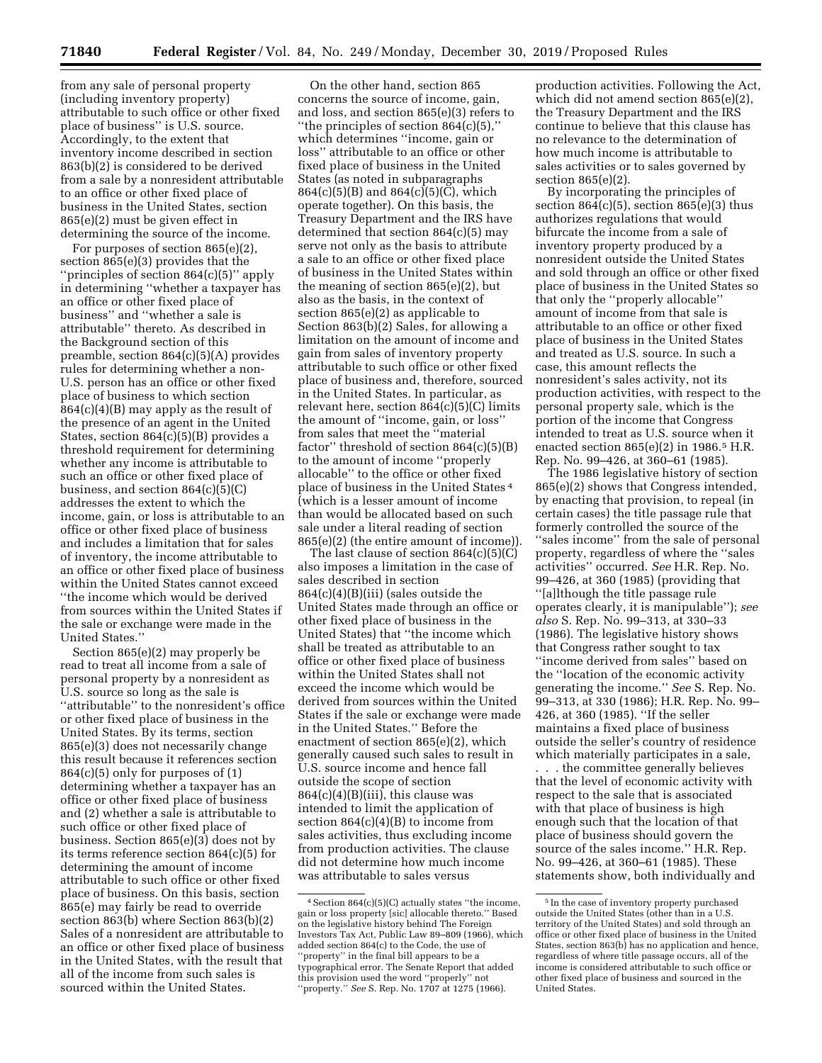from any sale of personal property (including inventory property) attributable to such office or other fixed place of business'' is U.S. source. Accordingly, to the extent that inventory income described in section 863(b)(2) is considered to be derived from a sale by a nonresident attributable to an office or other fixed place of business in the United States, section 865(e)(2) must be given effect in determining the source of the income.

For purposes of section 865(e)(2), section 865(e)(3) provides that the ''principles of section 864(c)(5)'' apply in determining ''whether a taxpayer has an office or other fixed place of business'' and ''whether a sale is attributable'' thereto. As described in the Background section of this preamble, section 864(c)(5)(A) provides rules for determining whether a non-U.S. person has an office or other fixed place of business to which section 864(c)(4)(B) may apply as the result of the presence of an agent in the United States, section 864(c)(5)(B) provides a threshold requirement for determining whether any income is attributable to such an office or other fixed place of business, and section 864(c)(5)(C) addresses the extent to which the income, gain, or loss is attributable to an office or other fixed place of business and includes a limitation that for sales of inventory, the income attributable to an office or other fixed place of business within the United States cannot exceed ''the income which would be derived from sources within the United States if the sale or exchange were made in the United States.''

Section 865(e)(2) may properly be read to treat all income from a sale of personal property by a nonresident as U.S. source so long as the sale is ''attributable'' to the nonresident's office or other fixed place of business in the United States. By its terms, section 865(e)(3) does not necessarily change this result because it references section 864(c)(5) only for purposes of (1) determining whether a taxpayer has an office or other fixed place of business and (2) whether a sale is attributable to such office or other fixed place of business. Section 865(e)(3) does not by its terms reference section 864(c)(5) for determining the amount of income attributable to such office or other fixed place of business. On this basis, section 865(e) may fairly be read to override section 863(b) where Section 863(b)(2) Sales of a nonresident are attributable to an office or other fixed place of business in the United States, with the result that all of the income from such sales is sourced within the United States.

On the other hand, section 865 concerns the source of income, gain, and loss, and section 865(e)(3) refers to ''the principles of section 864(c)(5),'' which determines ''income, gain or loss'' attributable to an office or other fixed place of business in the United States (as noted in subparagraphs 864(c)(5)(B) and 864(c)(5)(C), which operate together). On this basis, the Treasury Department and the IRS have determined that section 864(c)(5) may serve not only as the basis to attribute a sale to an office or other fixed place of business in the United States within the meaning of section 865(e)(2), but also as the basis, in the context of section 865(e)(2) as applicable to Section 863(b)(2) Sales, for allowing a limitation on the amount of income and gain from sales of inventory property attributable to such office or other fixed place of business and, therefore, sourced in the United States. In particular, as relevant here, section 864(c)(5)(C) limits the amount of ''income, gain, or loss'' from sales that meet the ''material factor'' threshold of section 864(c)(5)(B) to the amount of income ''properly allocable'' to the office or other fixed place of business in the United States [4] (which is a lesser amount of income than would be allocated based on such sale under a literal reading of section 865(e)(2) (the entire amount of income)).

The last clause of section 864(c)(5)(C) also imposes a limitation in the case of sales described in section 864(c)(4)(B)(iii) (sales outside the United States made through an office or other fixed place of business in the United States) that ''the income which shall be treated as attributable to an office or other fixed place of business within the United States shall not exceed the income which would be derived from sources within the United States if the sale or exchange were made in the United States.'' Before the enactment of section 865(e)(2), which generally caused such sales to result in U.S. source income and hence fall outside the scope of section 864(c)(4)(B)(iii), this clause was intended to limit the application of section 864(c)(4)(B) to income from sales activities, thus excluding income from production activities. The clause did not determine how much income was attributable to sales versus production activities. Following the Act, which did not amend section 865(e)(2), the Treasury Department and the IRS continue to believe that this clause has no relevance to the determination of how much income is attributable to sales activities or to sales governed by section 865(e)(2).

By incorporating the principles of section 864(c)(5), section 865(e)(3) thus authorizes regulations that would bifurcate the income from a sale of inventory property produced by a nonresident outside the United States and sold through an office or other fixed place of business in the United States so that only the ''properly allocable'' amount of income from that sale is attributable to an office or other fixed place of business in the United States and treated as U.S. source. In such a case, this amount reflects the nonresident's sales activity, not its production activities, with respect to the personal property sale, which is the portion of the income that Congress intended to treat as U.S. source when it enacted section 865(e)(2) in 1986.[5] H.R. Rep. No. 99–426, at 360–61 (1985).

The 1986 legislative history of section 865(e)(2) shows that Congress intended, by enacting that provision, to repeal (in certain cases) the title passage rule that formerly controlled the source of the ''sales income'' from the sale of personal property, regardless of where the ''sales activities'' occurred. *See* H.R. Rep. No. 99–426, at 360 (1985) (providing that ''[a]lthough the title passage rule operates clearly, it is manipulable''); *see also* S. Rep. No. 99–313, at 330–33 (1986). The legislative history shows that Congress rather sought to tax ''income derived from sales'' based on the ''location of the economic activity generating the income.'' *See* S. Rep. No. 99–313, at 330 (1986); H.R. Rep. No. 99–426, at 360 (1985). ''If the seller maintains a fixed place of business outside the seller's country of residence which materially participates in a sale, . . . the committee generally believes that the level of economic activity with respect to the sale that is associated with that place of business is high enough such that the location of that place of business should govern the source of the sales income.'' H.R. Rep. No. 99–426, at 360–61 (1985). These statements show, both individually and

---

[4] Section 864(c)(5)(C) actually states ''the income, gain or loss property [sic] allocable thereto.'' Based on the legislative history behind The Foreign Investors Tax Act, Public Law 89–809 (1966), which added section 864(c) to the Code, the use of ''property'' in the final bill appears to be a typographical error. The Senate Report that added this provision used the word ''properly'' not ''property.'' *See* S. Rep. No. 1707 at 1275 (1966).

[5] In the case of inventory property purchased outside the United States (other than in a U.S. territory of the United States) and sold through an office or other fixed place of business in the United States, section 863(b) has no application and hence, regardless of where title passage occurs, all of the income is considered attributable to such office or other fixed place of business and sourced in the United States.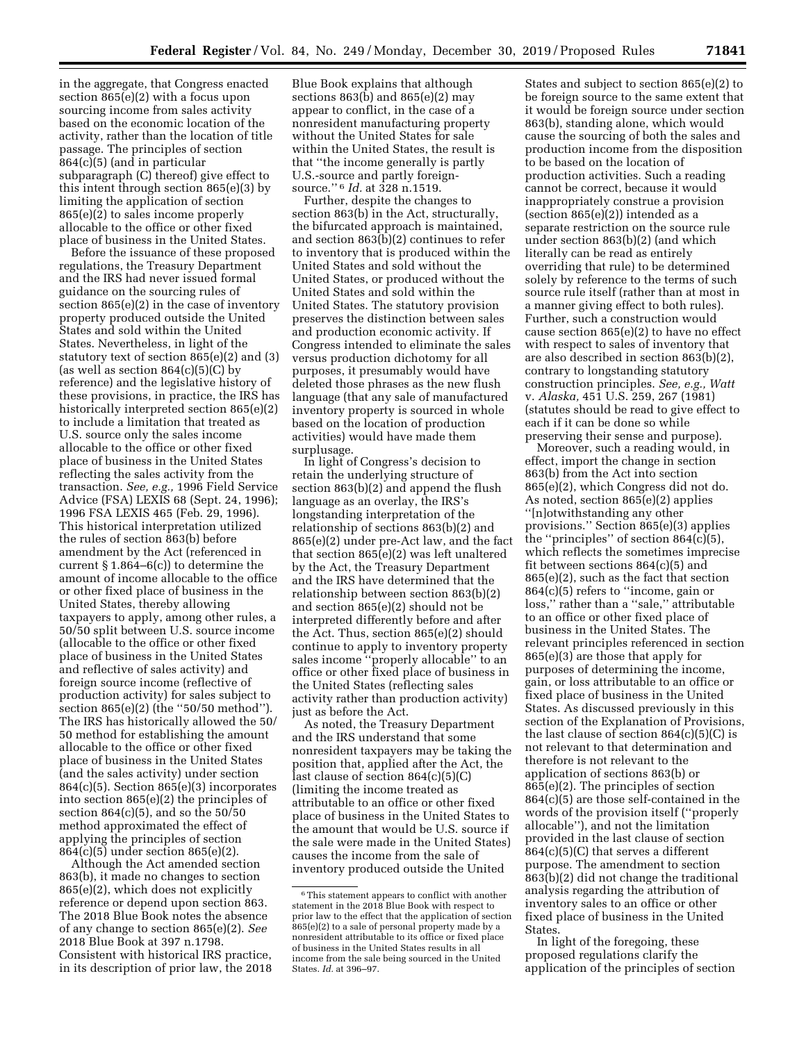in the aggregate, that Congress enacted section 865(e)(2) with a focus upon sourcing income from sales activity based on the economic location of the activity, rather than the location of title passage. The principles of section 864(c)(5) (and in particular subparagraph (C) thereof) give effect to this intent through section 865(e)(3) by limiting the application of section 865(e)(2) to sales income properly allocable to the office or other fixed place of business in the United States.

Before the issuance of these proposed regulations, the Treasury Department and the IRS had never issued formal guidance on the sourcing rules of section 865(e)(2) in the case of inventory property produced outside the United States and sold within the United States. Nevertheless, in light of the statutory text of section 865(e)(2) and (3) (as well as section 864(c)(5)(C) by reference) and the legislative history of these provisions, in practice, the IRS has historically interpreted section 865(e)(2) to include a limitation that treated as U.S. source only the sales income allocable to the office or other fixed place of business in the United States reflecting the sales activity from the transaction. *See, e.g.,* 1996 Field Service Advice (FSA) LEXIS 68 (Sept. 24, 1996); 1996 FSA LEXIS 465 (Feb. 29, 1996). This historical interpretation utilized the rules of section 863(b) before amendment by the Act (referenced in current § 1.864–6(c)) to determine the amount of income allocable to the office or other fixed place of business in the United States, thereby allowing taxpayers to apply, among other rules, a 50/50 split between U.S. source income (allocable to the office or other fixed place of business in the United States and reflective of sales activity) and foreign source income (reflective of production activity) for sales subject to section 865(e)(2) (the ''50/50 method''). The IRS has historically allowed the 50/50 method for establishing the amount allocable to the office or other fixed place of business in the United States (and the sales activity) under section 864(c)(5). Section 865(e)(3) incorporates into section 865(e)(2) the principles of section 864(c)(5), and so the 50/50 method approximated the effect of applying the principles of section 864(c)(5) under section 865(e)(2).

Although the Act amended section 863(b), it made no changes to section 865(e)(2), which does not explicitly reference or depend upon section 863. The 2018 Blue Book notes the absence of any change to section 865(e)(2). *See* 2018 Blue Book at 397 n.1798. Consistent with historical IRS practice, in its description of prior law, the 2018 Blue Book explains that although sections 863(b) and 865(e)(2) may appear to conflict, in the case of a nonresident manufacturing property without the United States for sale within the United States, the result is that ''the income generally is partly U.S.-source and partly foreign-source.'' [6] *Id.* at 328 n.1519.

Further, despite the changes to section 863(b) in the Act, structurally, the bifurcated approach is maintained, and section 863(b)(2) continues to refer to inventory that is produced within the United States and sold without the United States, or produced without the United States and sold within the United States. The statutory provision preserves the distinction between sales and production economic activity. If Congress intended to eliminate the sales versus production dichotomy for all purposes, it presumably would have deleted those phrases as the new flush language (that any sale of manufactured inventory property is sourced in whole based on the location of production activities) would have made them surplusage.

In light of Congress's decision to retain the underlying structure of section 863(b)(2) and append the flush language as an overlay, the IRS's longstanding interpretation of the relationship of sections 863(b)(2) and 865(e)(2) under pre-Act law, and the fact that section 865(e)(2) was left unaltered by the Act, the Treasury Department and the IRS have determined that the relationship between section 863(b)(2) and section 865(e)(2) should not be interpreted differently before and after the Act. Thus, section 865(e)(2) should continue to apply to inventory property sales income ''properly allocable'' to an office or other fixed place of business in the United States (reflecting sales activity rather than production activity) just as before the Act.

As noted, the Treasury Department and the IRS understand that some nonresident taxpayers may be taking the position that, applied after the Act, the last clause of section 864(c)(5)(C) (limiting the income treated as attributable to an office or other fixed place of business in the United States to the amount that would be U.S. source if the sale were made in the United States) causes the income from the sale of inventory produced outside the United States and subject to section 865(e)(2) to be foreign source to the same extent that it would be foreign source under section 863(b), standing alone, which would cause the sourcing of both the sales and production income from the disposition to be based on the location of production activities. Such a reading cannot be correct, because it would inappropriately construe a provision (section 865(e)(2)) intended as a separate restriction on the source rule under section 863(b)(2) (and which literally can be read as entirely overriding that rule) to be determined solely by reference to the terms of such source rule itself (rather than at most in a manner giving effect to both rules). Further, such a construction would cause section 865(e)(2) to have no effect with respect to sales of inventory that are also described in section 863(b)(2), contrary to longstanding statutory construction principles. *See, e.g., Watt* v. *Alaska,* 451 U.S. 259, 267 (1981) (statutes should be read to give effect to each if it can be done so while preserving their sense and purpose).

Moreover, such a reading would, in effect, import the change in section 863(b) from the Act into section 865(e)(2), which Congress did not do. As noted, section 865(e)(2) applies ''[n]otwithstanding any other provisions.'' Section 865(e)(3) applies the ''principles'' of section 864(c)(5), which reflects the sometimes imprecise fit between sections 864(c)(5) and 865(e)(2), such as the fact that section 864(c)(5) refers to ''income, gain or loss,'' rather than a ''sale,'' attributable to an office or other fixed place of business in the United States. The relevant principles referenced in section 865(e)(3) are those that apply for purposes of determining the income, gain, or loss attributable to an office or fixed place of business in the United States. As discussed previously in this section of the Explanation of Provisions, the last clause of section 864(c)(5)(C) is not relevant to that determination and therefore is not relevant to the application of sections 863(b) or 865(e)(2). The principles of section 864(c)(5) are those self-contained in the words of the provision itself (''properly allocable''), and not the limitation provided in the last clause of section 864(c)(5)(C) that serves a different purpose. The amendment to section 863(b)(2) did not change the traditional analysis regarding the attribution of inventory sales to an office or other fixed place of business in the United States.

In light of the foregoing, these proposed regulations clarify the application of the principles of section

[6] This statement appears to conflict with another statement in the 2018 Blue Book with respect to prior law to the effect that the application of section 865(e)(2) to a sale of personal property made by a nonresident attributable to its office or fixed place of business in the United States results in all income from the sale being sourced in the United States. *Id.* at 396–97.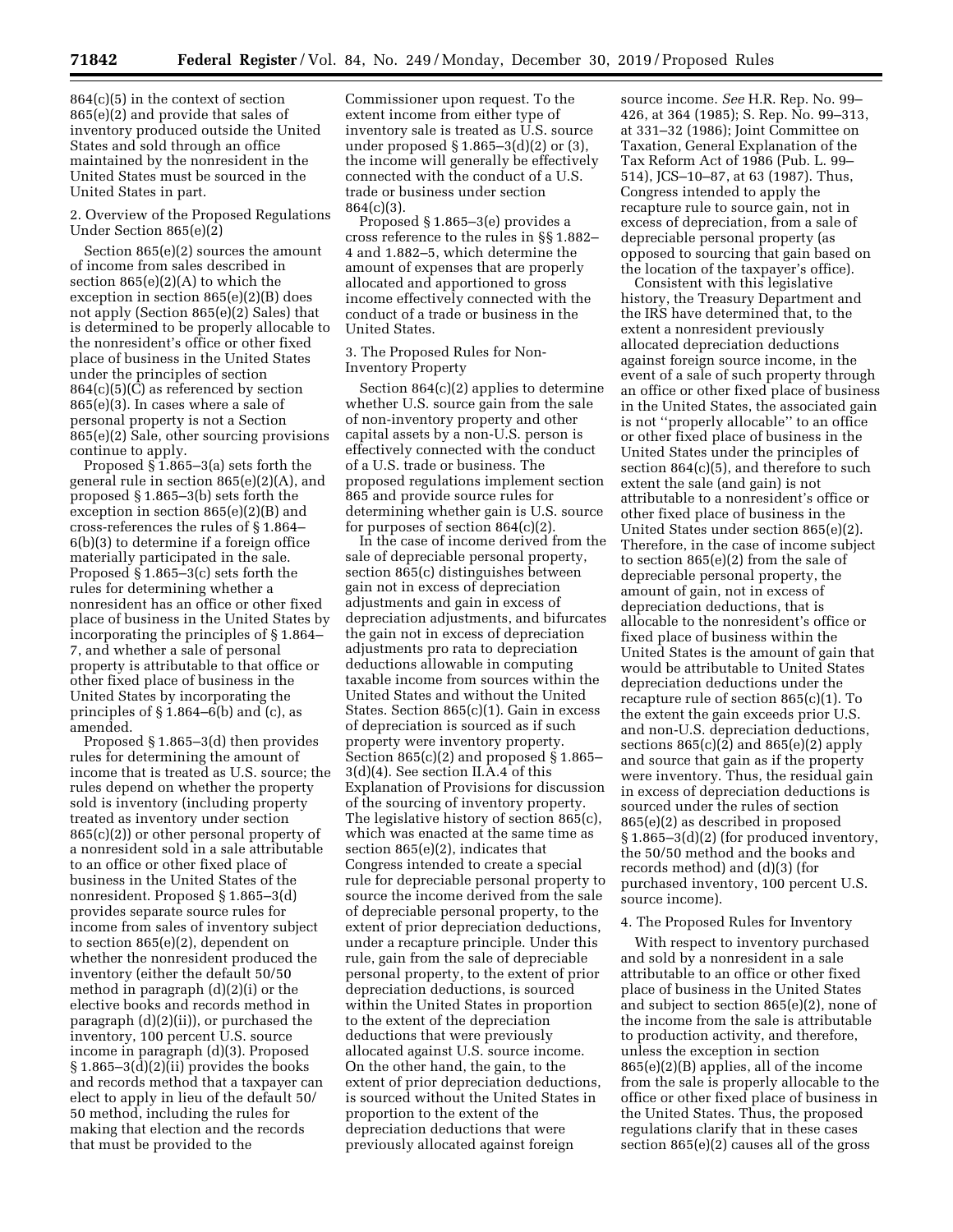864(c)(5) in the context of section 865(e)(2) and provide that sales of inventory produced outside the United States and sold through an office maintained by the nonresident in the United States must be sourced in the United States in part.

2. Overview of the Proposed Regulations Under Section 865(e)(2)

Section 865(e)(2) sources the amount of income from sales described in section 865(e)(2)(A) to which the exception in section 865(e)(2)(B) does not apply (Section 865(e)(2) Sales) that is determined to be properly allocable to the nonresident's office or other fixed place of business in the United States under the principles of section 864(c)(5)(C) as referenced by section 865(e)(3). In cases where a sale of personal property is not a Section 865(e)(2) Sale, other sourcing provisions continue to apply.

Proposed § 1.865–3(a) sets forth the general rule in section 865(e)(2)(A), and proposed § 1.865–3(b) sets forth the exception in section 865(e)(2)(B) and cross-references the rules of § 1.864–6(b)(3) to determine if a foreign office materially participated in the sale. Proposed § 1.865–3(c) sets forth the rules for determining whether a nonresident has an office or other fixed place of business in the United States by incorporating the principles of § 1.864–7, and whether a sale of personal property is attributable to that office or other fixed place of business in the United States by incorporating the principles of § 1.864–6(b) and (c), as amended.

Proposed § 1.865–3(d) then provides rules for determining the amount of income that is treated as U.S. source; the rules depend on whether the property sold is inventory (including property treated as inventory under section 865(c)(2)) or other personal property of a nonresident sold in a sale attributable to an office or other fixed place of business in the United States of the nonresident. Proposed § 1.865–3(d) provides separate source rules for income from sales of inventory subject to section 865(e)(2), dependent on whether the nonresident produced the inventory (either the default 50/50 method in paragraph (d)(2)(i) or the elective books and records method in paragraph (d)(2)(ii)), or purchased the inventory, 100 percent U.S. source income in paragraph (d)(3). Proposed § 1.865–3(d)(2)(ii) provides the books and records method that a taxpayer can elect to apply in lieu of the default 50/50 method, including the rules for making that election and the records that must be provided to the Commissioner upon request. To the extent income from either type of inventory sale is treated as U.S. source under proposed § 1.865–3(d)(2) or (3), the income will generally be effectively connected with the conduct of a U.S. trade or business under section 864(c)(3).

Proposed § 1.865–3(e) provides a cross reference to the rules in §§ 1.882–4 and 1.882–5, which determine the amount of expenses that are properly allocated and apportioned to gross income effectively connected with the conduct of a trade or business in the United States.

3. The Proposed Rules for Non-Inventory Property

Section 864(c)(2) applies to determine whether U.S. source gain from the sale of non-inventory property and other capital assets by a non-U.S. person is effectively connected with the conduct of a U.S. trade or business. The proposed regulations implement section 865 and provide source rules for determining whether gain is U.S. source for purposes of section 864(c)(2).

In the case of income derived from the sale of depreciable personal property, section 865(c) distinguishes between gain not in excess of depreciation adjustments and gain in excess of depreciation adjustments, and bifurcates the gain not in excess of depreciation adjustments pro rata to depreciation deductions allowable in computing taxable income from sources within the United States and without the United States. Section 865(c)(1). Gain in excess of depreciation is sourced as if such property were inventory property. Section 865(c)(2) and proposed § 1.865–3(d)(4). See section II.A.4 of this Explanation of Provisions for discussion of the sourcing of inventory property. The legislative history of section 865(c), which was enacted at the same time as section 865(e)(2), indicates that Congress intended to create a special rule for depreciable personal property to source the income derived from the sale of depreciable personal property, to the extent of prior depreciation deductions, under a recapture principle. Under this rule, gain from the sale of depreciable personal property, to the extent of prior depreciation deductions, is sourced within the United States in proportion to the extent of the depreciation deductions that were previously allocated against U.S. source income. On the other hand, the gain, to the extent of prior depreciation deductions, is sourced without the United States in proportion to the extent of the depreciation deductions that were previously allocated against foreign source income. *See* H.R. Rep. No. 99–426, at 364 (1985); S. Rep. No. 99–313, at 331–32 (1986); Joint Committee on Taxation, General Explanation of the Tax Reform Act of 1986 (Pub. L. 99–514), JCS–10–87, at 63 (1987). Thus, Congress intended to apply the recapture rule to source gain, not in excess of depreciation, from a sale of depreciable personal property (as opposed to sourcing that gain based on the location of the taxpayer's office).

Consistent with this legislative history, the Treasury Department and the IRS have determined that, to the extent a nonresident previously allocated depreciation deductions against foreign source income, in the event of a sale of such property through an office or other fixed place of business in the United States, the associated gain is not "properly allocable" to an office or other fixed place of business in the United States under the principles of section 864(c)(5), and therefore to such extent the sale (and gain) is not attributable to a nonresident's office or other fixed place of business in the United States under section 865(e)(2). Therefore, in the case of income subject to section 865(e)(2) from the sale of depreciable personal property, the amount of gain, not in excess of depreciation deductions, that is allocable to the nonresident's office or fixed place of business within the United States is the amount of gain that would be attributable to United States depreciation deductions under the recapture rule of section 865(c)(1). To the extent the gain exceeds prior U.S. and non-U.S. depreciation deductions, sections 865(c)(2) and 865(e)(2) apply and source that gain as if the property were inventory. Thus, the residual gain in excess of depreciation deductions is sourced under the rules of section 865(e)(2) as described in proposed § 1.865–3(d)(2) (for produced inventory, the 50/50 method and the books and records method) and (d)(3) (for purchased inventory, 100 percent U.S. source income).

4. The Proposed Rules for Inventory

With respect to inventory purchased and sold by a nonresident in a sale attributable to an office or other fixed place of business in the United States and subject to section 865(e)(2), none of the income from the sale is attributable to production activity, and therefore, unless the exception in section 865(e)(2)(B) applies, all of the income from the sale is properly allocable to the office or other fixed place of business in the United States. Thus, the proposed regulations clarify that in these cases section 865(e)(2) causes all of the gross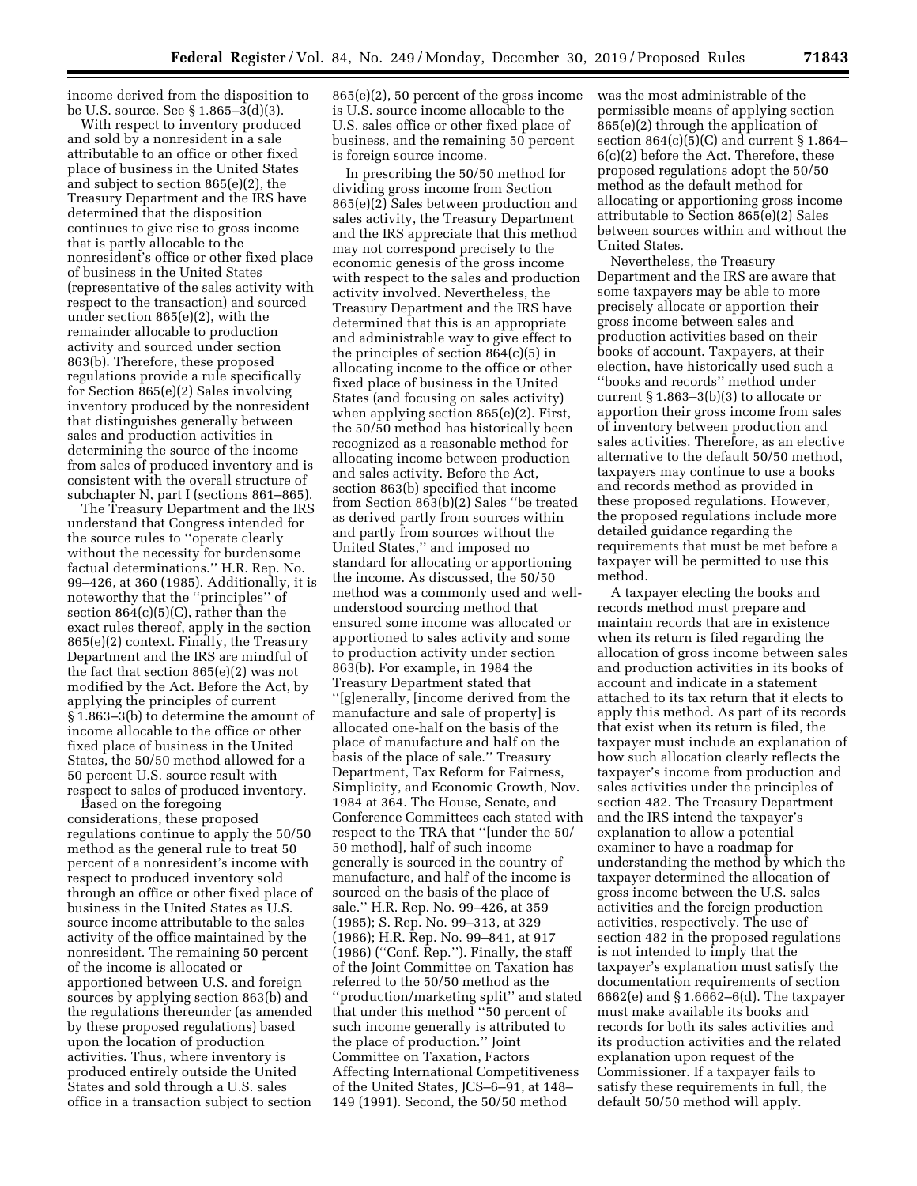income derived from the disposition to be U.S. source. See § 1.865–3(d)(3).

With respect to inventory produced and sold by a nonresident in a sale attributable to an office or other fixed place of business in the United States and subject to section 865(e)(2), the Treasury Department and the IRS have determined that the disposition continues to give rise to gross income that is partly allocable to the nonresident's office or other fixed place of business in the United States (representative of the sales activity with respect to the transaction) and sourced under section 865(e)(2), with the remainder allocable to production activity and sourced under section 863(b). Therefore, these proposed regulations provide a rule specifically for Section 865(e)(2) Sales involving inventory produced by the nonresident that distinguishes generally between sales and production activities in determining the source of the income from sales of produced inventory and is consistent with the overall structure of subchapter N, part I (sections 861–865).

The Treasury Department and the IRS understand that Congress intended for the source rules to ''operate clearly without the necessity for burdensome factual determinations.'' H.R. Rep. No. 99–426, at 360 (1985). Additionally, it is noteworthy that the ''principles'' of section 864(c)(5)(C), rather than the exact rules thereof, apply in the section 865(e)(2) context. Finally, the Treasury Department and the IRS are mindful of the fact that section 865(e)(2) was not modified by the Act. Before the Act, by applying the principles of current § 1.863–3(b) to determine the amount of income allocable to the office or other fixed place of business in the United States, the 50/50 method allowed for a 50 percent U.S. source result with respect to sales of produced inventory.

Based on the foregoing considerations, these proposed regulations continue to apply the 50/50 method as the general rule to treat 50 percent of a nonresident's income with respect to produced inventory sold through an office or other fixed place of business in the United States as U.S. source income attributable to the sales activity of the office maintained by the nonresident. The remaining 50 percent of the income is allocated or apportioned between U.S. and foreign sources by applying section 863(b) and the regulations thereunder (as amended by these proposed regulations) based upon the location of production activities. Thus, where inventory is produced entirely outside the United States and sold through a U.S. sales office in a transaction subject to section 865(e)(2), 50 percent of the gross income is U.S. source income allocable to the U.S. sales office or other fixed place of business, and the remaining 50 percent is foreign source income.

In prescribing the 50/50 method for dividing gross income from Section 865(e)(2) Sales between production and sales activity, the Treasury Department and the IRS appreciate that this method may not correspond precisely to the economic genesis of the gross income with respect to the sales and production activity involved. Nevertheless, the Treasury Department and the IRS have determined that this is an appropriate and administrable way to give effect to the principles of section 864(c)(5) in allocating income to the office or other fixed place of business in the United States (and focusing on sales activity) when applying section 865(e)(2). First, the 50/50 method has historically been recognized as a reasonable method for allocating income between production and sales activity. Before the Act, section 863(b) specified that income from Section 863(b)(2) Sales ''be treated as derived partly from sources within and partly from sources without the United States,'' and imposed no standard for allocating or apportioning the income. As discussed, the 50/50 method was a commonly used and well-understood sourcing method that ensured some income was allocated or apportioned to sales activity and some to production activity under section 863(b). For example, in 1984 the Treasury Department stated that ''[g]enerally, [income derived from the manufacture and sale of property] is allocated one-half on the basis of the place of manufacture and half on the basis of the place of sale.'' Treasury Department, Tax Reform for Fairness, Simplicity, and Economic Growth, Nov. 1984 at 364. The House, Senate, and Conference Committees each stated with respect to the TRA that ''[under the 50/50 method], half of such income generally is sourced in the country of manufacture, and half of the income is sourced on the basis of the place of sale.'' H.R. Rep. No. 99–426, at 359 (1985); S. Rep. No. 99–313, at 329 (1986); H.R. Rep. No. 99–841, at 917 (1986) (''Conf. Rep.''). Finally, the staff of the Joint Committee on Taxation has referred to the 50/50 method as the ''production/marketing split'' and stated that under this method ''50 percent of such income generally is attributed to the place of production.'' Joint Committee on Taxation, Factors Affecting International Competitiveness of the United States, JCS–6–91, at 148–149 (1991). Second, the 50/50 method was the most administrable of the permissible means of applying section 865(e)(2) through the application of section 864(c)(5)(C) and current § 1.864–6(c)(2) before the Act. Therefore, these proposed regulations adopt the 50/50 method as the default method for allocating or apportioning gross income attributable to Section 865(e)(2) Sales between sources within and without the United States.

Nevertheless, the Treasury Department and the IRS are aware that some taxpayers may be able to more precisely allocate or apportion their gross income between sales and production activities based on their books of account. Taxpayers, at their election, have historically used such a ''books and records'' method under current § 1.863–3(b)(3) to allocate or apportion their gross income from sales of inventory between production and sales activities. Therefore, as an elective alternative to the default 50/50 method, taxpayers may continue to use a books and records method as provided in these proposed regulations. However, the proposed regulations include more detailed guidance regarding the requirements that must be met before a taxpayer will be permitted to use this method.

A taxpayer electing the books and records method must prepare and maintain records that are in existence when its return is filed regarding the allocation of gross income between sales and production activities in its books of account and indicate in a statement attached to its tax return that it elects to apply this method. As part of its records that exist when its return is filed, the taxpayer must include an explanation of how such allocation clearly reflects the taxpayer's income from production and sales activities under the principles of section 482. The Treasury Department and the IRS intend the taxpayer's explanation to allow a potential examiner to have a roadmap for understanding the method by which the taxpayer determined the allocation of gross income between the U.S. sales activities and the foreign production activities, respectively. The use of section 482 in the proposed regulations is not intended to imply that the taxpayer's explanation must satisfy the documentation requirements of section 6662(e) and § 1.6662–6(d). The taxpayer must make available its books and records for both its sales activities and its production activities and the related explanation upon request of the Commissioner. If a taxpayer fails to satisfy these requirements in full, the default 50/50 method will apply.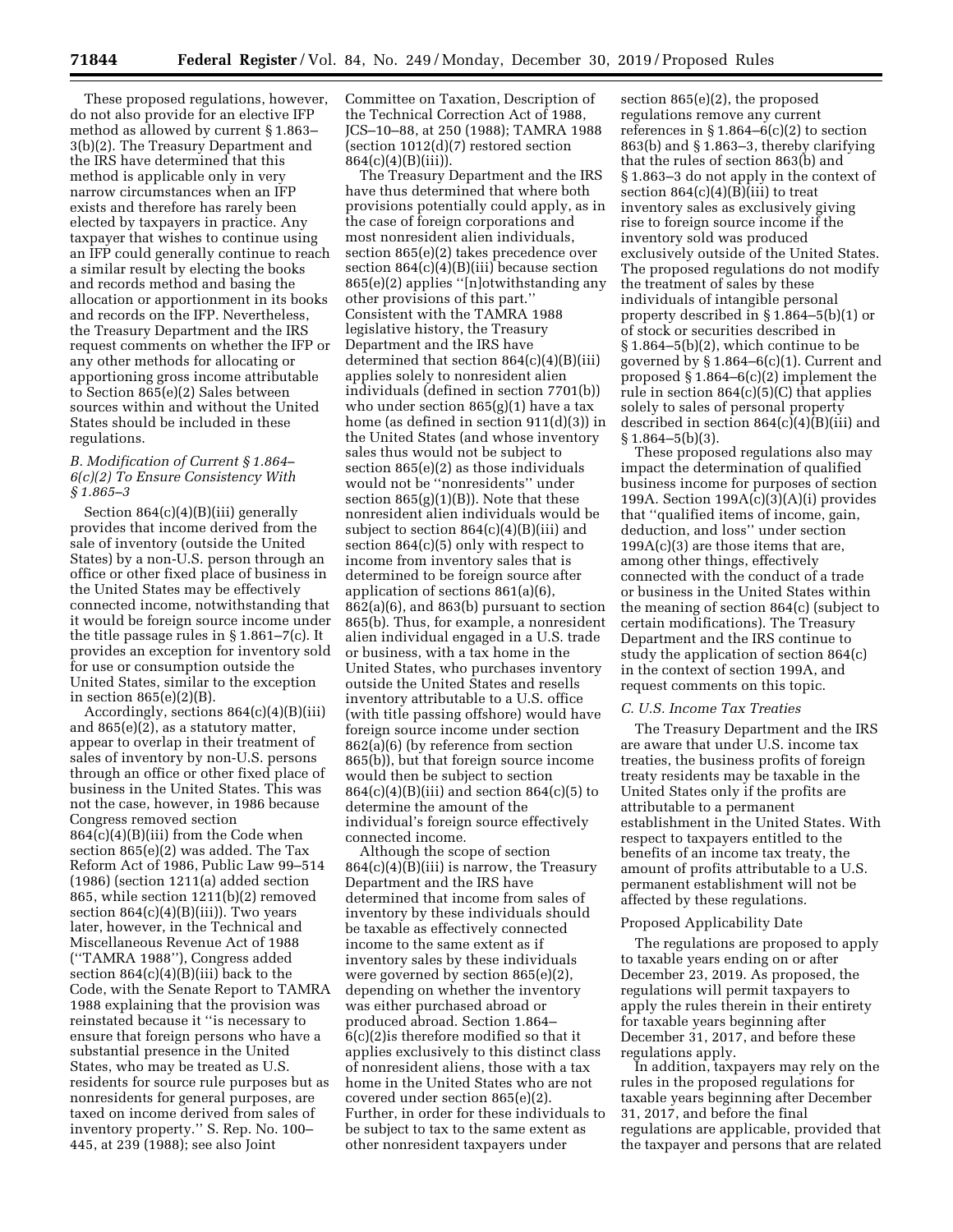These proposed regulations, however, do not also provide for an elective IFP method as allowed by current § 1.863–3(b)(2). The Treasury Department and the IRS have determined that this method is applicable only in very narrow circumstances when an IFP exists and therefore has rarely been elected by taxpayers in practice. Any taxpayer that wishes to continue using an IFP could generally continue to reach a similar result by electing the books and records method and basing the allocation or apportionment in its books and records on the IFP. Nevertheless, the Treasury Department and the IRS request comments on whether the IFP or any other methods for allocating or apportioning gross income attributable to Section 865(e)(2) Sales between sources within and without the United States should be included in these regulations.

### *B. Modification of Current § 1.864–6(c)(2) To Ensure Consistency With § 1.865–3*

Section 864(c)(4)(B)(iii) generally provides that income derived from the sale of inventory (outside the United States) by a non-U.S. person through an office or other fixed place of business in the United States may be effectively connected income, notwithstanding that it would be foreign source income under the title passage rules in § 1.861–7(c). It provides an exception for inventory sold for use or consumption outside the United States, similar to the exception in section 865(e)(2)(B).

Accordingly, sections 864(c)(4)(B)(iii) and 865(e)(2), as a statutory matter, appear to overlap in their treatment of sales of inventory by non-U.S. persons through an office or other fixed place of business in the United States. This was not the case, however, in 1986 because Congress removed section 864(c)(4)(B)(iii) from the Code when section 865(e)(2) was added. The Tax Reform Act of 1986, Public Law 99–514 (1986) (section 1211(a) added section 865, while section 1211(b)(2) removed section 864(c)(4)(B)(iii)). Two years later, however, in the Technical and Miscellaneous Revenue Act of 1988 (''TAMRA 1988''), Congress added section 864(c)(4)(B)(iii) back to the Code, with the Senate Report to TAMRA 1988 explaining that the provision was reinstated because it ''is necessary to ensure that foreign persons who have a substantial presence in the United States, who may be treated as U.S. residents for source rule purposes but as nonresidents for general purposes, are taxed on income derived from sales of inventory property.'' S. Rep. No. 100–445, at 239 (1988); see also Joint Committee on Taxation, Description of the Technical Correction Act of 1988, JCS–10–88, at 250 (1988); TAMRA 1988 (section 1012(d)(7) restored section 864(c)(4)(B)(iii)).

The Treasury Department and the IRS have thus determined that where both provisions potentially could apply, as in the case of foreign corporations and most nonresident alien individuals, section 865(e)(2) takes precedence over section 864(c)(4)(B)(iii) because section 865(e)(2) applies ''[n]otwithstanding any other provisions of this part.'' Consistent with the TAMRA 1988 legislative history, the Treasury Department and the IRS have determined that section 864(c)(4)(B)(iii) applies solely to nonresident alien individuals (defined in section 7701(b)) who under section 865(g)(1) have a tax home (as defined in section 911(d)(3)) in the United States (and whose inventory sales thus would not be subject to section 865(e)(2) as those individuals would not be ''nonresidents'' under section 865(g)(1)(B)). Note that these nonresident alien individuals would be subject to section 864(c)(4)(B)(iii) and section 864(c)(5) only with respect to income from inventory sales that is determined to be foreign source after application of sections 861(a)(6), 862(a)(6), and 863(b) pursuant to section 865(b). Thus, for example, a nonresident alien individual engaged in a U.S. trade or business, with a tax home in the United States, who purchases inventory outside the United States and resells inventory attributable to a U.S. office (with title passing offshore) would have foreign source income under section 862(a)(6) (by reference from section 865(b)), but that foreign source income would then be subject to section 864(c)(4)(B)(iii) and section 864(c)(5) to determine the amount of the individual's foreign source effectively connected income.

Although the scope of section 864(c)(4)(B)(iii) is narrow, the Treasury Department and the IRS have determined that income from sales of inventory by these individuals should be taxable as effectively connected income to the same extent as if inventory sales by these individuals were governed by section 865(e)(2), depending on whether the inventory was either purchased abroad or produced abroad. Section 1.864–6(c)(2)is therefore modified so that it applies exclusively to this distinct class of nonresident aliens, those with a tax home in the United States who are not covered under section 865(e)(2). Further, in order for these individuals to be subject to tax to the same extent as other nonresident taxpayers under section 865(e)(2), the proposed regulations remove any current references in § 1.864–6(c)(2) to section 863(b) and § 1.863–3, thereby clarifying that the rules of section 863(b) and § 1.863–3 do not apply in the context of section 864(c)(4)(B)(iii) to treat inventory sales as exclusively giving rise to foreign source income if the inventory sold was produced exclusively outside of the United States. The proposed regulations do not modify the treatment of sales by these individuals of intangible personal property described in § 1.864–5(b)(1) or of stock or securities described in § 1.864–5(b)(2), which continue to be governed by § 1.864–6(c)(1). Current and proposed § 1.864–6(c)(2) implement the rule in section 864(c)(5)(C) that applies solely to sales of personal property described in section 864(c)(4)(B)(iii) and § 1.864–5(b)(3).

These proposed regulations also may impact the determination of qualified business income for purposes of section 199A. Section 199A(c)(3)(A)(i) provides that ''qualified items of income, gain, deduction, and loss'' under section 199A(c)(3) are those items that are, among other things, effectively connected with the conduct of a trade or business in the United States within the meaning of section 864(c) (subject to certain modifications). The Treasury Department and the IRS continue to study the application of section 864(c) in the context of section 199A, and request comments on this topic.

### *C. U.S. Income Tax Treaties*

The Treasury Department and the IRS are aware that under U.S. income tax treaties, the business profits of foreign treaty residents may be taxable in the United States only if the profits are attributable to a permanent establishment in the United States. With respect to taxpayers entitled to the benefits of an income tax treaty, the amount of profits attributable to a U.S. permanent establishment will not be affected by these regulations.

## Proposed Applicability Date

The regulations are proposed to apply to taxable years ending on or after December 23, 2019. As proposed, the regulations will permit taxpayers to apply the rules therein in their entirety for taxable years beginning after December 31, 2017, and before these regulations apply.

In addition, taxpayers may rely on the rules in the proposed regulations for taxable years beginning after December 31, 2017, and before the final regulations are applicable, provided that the taxpayer and persons that are related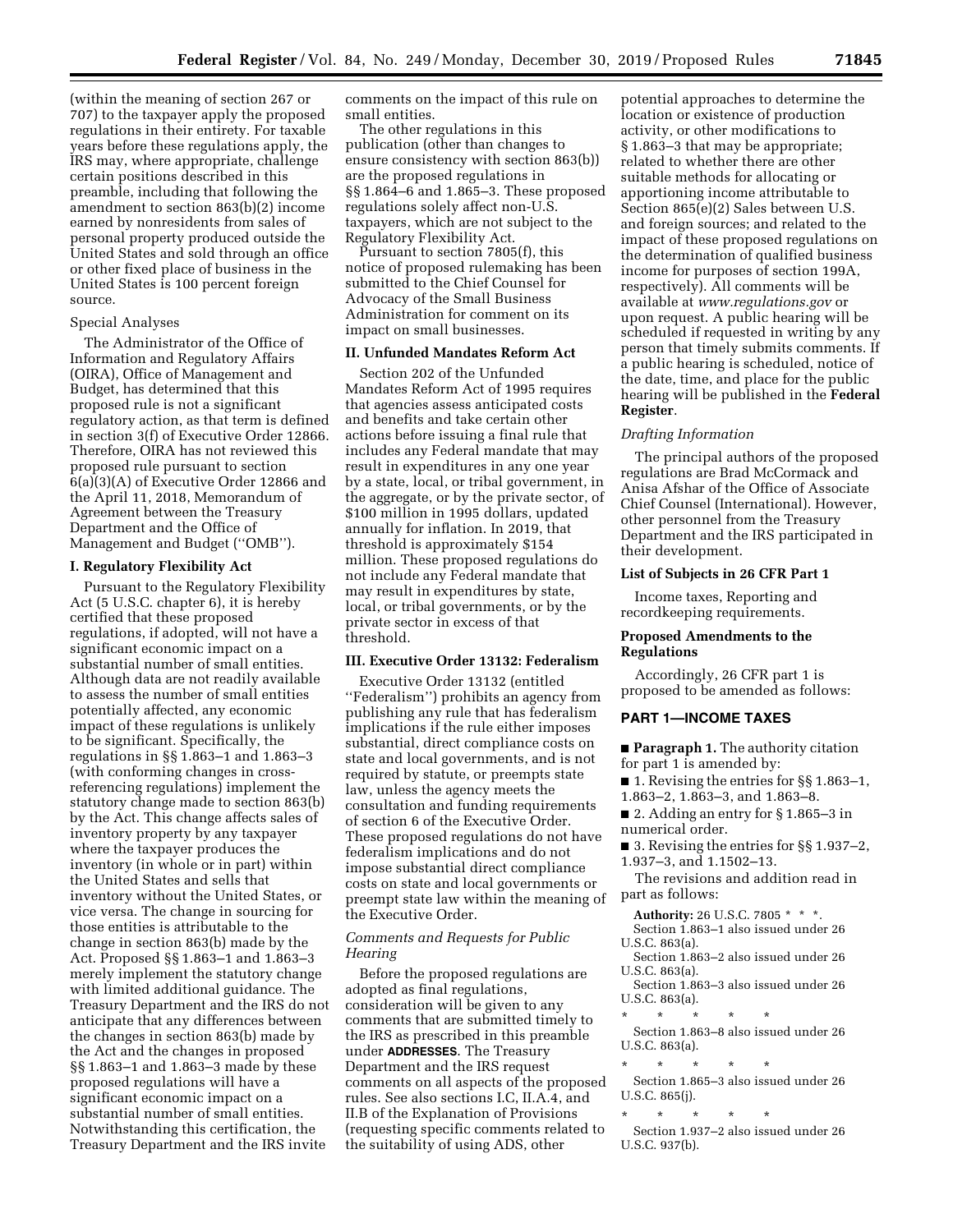(within the meaning of section 267 or 707) to the taxpayer apply the proposed regulations in their entirety. For taxable years before these regulations apply, the IRS may, where appropriate, challenge certain positions described in this preamble, including that following the amendment to section 863(b)(2) income earned by nonresidents from sales of personal property produced outside the United States and sold through an office or other fixed place of business in the United States is 100 percent foreign source.

Special Analyses

The Administrator of the Office of Information and Regulatory Affairs (OIRA), Office of Management and Budget, has determined that this proposed rule is not a significant regulatory action, as that term is defined in section 3(f) of Executive Order 12866. Therefore, OIRA has not reviewed this proposed rule pursuant to section 6(a)(3)(A) of Executive Order 12866 and the April 11, 2018, Memorandum of Agreement between the Treasury Department and the Office of Management and Budget (''OMB'').

**I. Regulatory Flexibility Act**

Pursuant to the Regulatory Flexibility Act (5 U.S.C. chapter 6), it is hereby certified that these proposed regulations, if adopted, will not have a significant economic impact on a substantial number of small entities. Although data are not readily available to assess the number of small entities potentially affected, any economic impact of these regulations is unlikely to be significant. Specifically, the regulations in §§ 1.863–1 and 1.863–3 (with conforming changes in cross-referencing regulations) implement the statutory change made to section 863(b) by the Act. This change affects sales of inventory property by any taxpayer where the taxpayer produces the inventory (in whole or in part) within the United States and sells that inventory without the United States, or vice versa. The change in sourcing for those entities is attributable to the change in section 863(b) made by the Act. Proposed §§ 1.863–1 and 1.863–3 merely implement the statutory change with limited additional guidance. The Treasury Department and the IRS do not anticipate that any differences between the changes in section 863(b) made by the Act and the changes in proposed §§ 1.863–1 and 1.863–3 made by these proposed regulations will have a significant economic impact on a substantial number of small entities. Notwithstanding this certification, the Treasury Department and the IRS invite comments on the impact of this rule on small entities.

The other regulations in this publication (other than changes to ensure consistency with section 863(b)) are the proposed regulations in §§ 1.864–6 and 1.865–3. These proposed regulations solely affect non-U.S. taxpayers, which are not subject to the Regulatory Flexibility Act.

Pursuant to section 7805(f), this notice of proposed rulemaking has been submitted to the Chief Counsel for Advocacy of the Small Business Administration for comment on its impact on small businesses.

**II. Unfunded Mandates Reform Act**

Section 202 of the Unfunded Mandates Reform Act of 1995 requires that agencies assess anticipated costs and benefits and take certain other actions before issuing a final rule that includes any Federal mandate that may result in expenditures in any one year by a state, local, or tribal government, in the aggregate, or by the private sector, of $100 million in 1995 dollars, updated annually for inflation. In 2019, that threshold is approximately $154 million. These proposed regulations do not include any Federal mandate that may result in expenditures by state, local, or tribal governments, or by the private sector in excess of that threshold.

**III. Executive Order 13132: Federalism**

Executive Order 13132 (entitled ''Federalism'') prohibits an agency from publishing any rule that has federalism implications if the rule either imposes substantial, direct compliance costs on state and local governments, and is not required by statute, or preempts state law, unless the agency meets the consultation and funding requirements of section 6 of the Executive Order. These proposed regulations do not have federalism implications and do not impose substantial direct compliance costs on state and local governments or preempt state law within the meaning of the Executive Order.

*Comments and Requests for Public Hearing*

Before the proposed regulations are adopted as final regulations, consideration will be given to any comments that are submitted timely to the IRS as prescribed in this preamble under **ADDRESSES**. The Treasury Department and the IRS request comments on all aspects of the proposed rules. See also sections I.C, II.A.4, and II.B of the Explanation of Provisions (requesting specific comments related to the suitability of using ADS, other potential approaches to determine the location or existence of production activity, or other modifications to § 1.863–3 that may be appropriate; related to whether there are other suitable methods for allocating or apportioning income attributable to Section 865(e)(2) Sales between U.S. and foreign sources; and related to the impact of these proposed regulations on the determination of qualified business income for purposes of section 199A, respectively). All comments will be available at *www.regulations.gov* or upon request. A public hearing will be scheduled if requested in writing by any person that timely submits comments. If a public hearing is scheduled, notice of the date, time, and place for the public hearing will be published in the **Federal Register**.

*Drafting Information*

The principal authors of the proposed regulations are Brad McCormack and Anisa Afshar of the Office of Associate Chief Counsel (International). However, other personnel from the Treasury Department and the IRS participated in their development.

**List of Subjects in 26 CFR Part 1**

Income taxes, Reporting and recordkeeping requirements.

**Proposed Amendments to the Regulations**

Accordingly, 26 CFR part 1 is proposed to be amended as follows:

## PART 1—INCOME TAXES

■ **Paragraph 1.** The authority citation for part 1 is amended by:

■ 1. Revising the entries for §§ 1.863–1, 1.863–2, 1.863–3, and 1.863–8.

■ 2. Adding an entry for § 1.865–3 in numerical order.

■ 3. Revising the entries for §§ 1.937–2, 1.937–3, and 1.1502–13.

The revisions and addition read in part as follows:

**Authority:** 26 U.S.C. 7805 * * *.

Section 1.863–1 also issued under 26 U.S.C. 863(a).

Section 1.863–2 also issued under 26 U.S.C. 863(a).

Section 1.863–3 also issued under 26 U.S.C. 863(a).

\* \* \* \* \*

Section 1.863–8 also issued under 26 U.S.C. 863(a).

\* \* \* \* \*

Section 1.865–3 also issued under 26 U.S.C. 865(j).

\* \* \* \* \*

Section 1.937–2 also issued under 26 U.S.C. 937(b).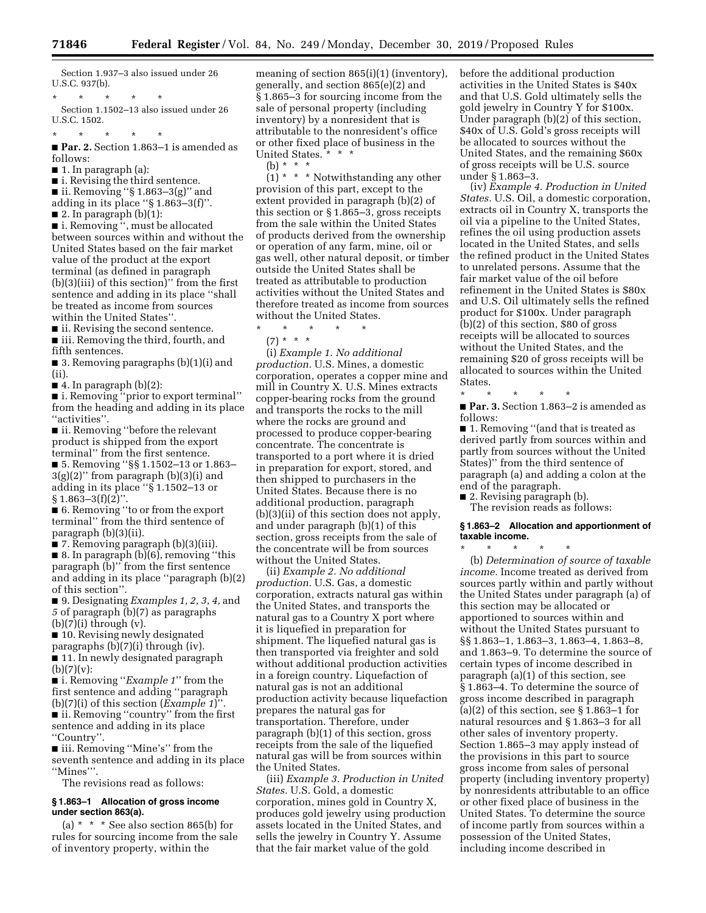Section 1.937–3 also issued under 26 U.S.C. 937(b).

\* \* \* \* \*

Section 1.1502–13 also issued under 26 U.S.C. 1502.

\* \* \* \* \*

■ **Par. 2.** Section 1.863–1 is amended as follows:

■ 1. In paragraph (a):

■ i. Revising the third sentence.

■ ii. Removing "§ 1.863–3(g)" and adding in its place "§ 1.863–3(f)".

■ 2. In paragraph (b)(1):

■ i. Removing ", must be allocated between sources within and without the United States based on the fair market value of the product at the export terminal (as defined in paragraph (b)(3)(iii) of this section)" from the first sentence and adding in its place "shall be treated as income from sources within the United States".

■ ii. Revising the second sentence.

■ iii. Removing the third, fourth, and fifth sentences.

■ 3. Removing paragraphs (b)(1)(i) and (ii).

■ 4. In paragraph (b)(2):

■ i. Removing "prior to export terminal" from the heading and adding in its place "activities".

■ ii. Removing "before the relevant product is shipped from the export terminal" from the first sentence.

■ 5. Removing "§§ 1.1502–13 or 1.863–3(g)(2)" from paragraph (b)(3)(i) and adding in its place "§ 1.1502–13 or § 1.863–3(f)(2)".

■ 6. Removing "to or from the export terminal" from the third sentence of paragraph (b)(3)(ii).

■ 7. Removing paragraph (b)(3)(iii).

■ 8. In paragraph (b)(6), removing "this paragraph (b)" from the first sentence and adding in its place "paragraph (b)(2) of this section".

■ 9. Designating *Examples 1, 2, 3, 4,* and *5* of paragraph (b)(7) as paragraphs (b)(7)(i) through (v).

■ 10. Revising newly designated paragraphs (b)(7)(i) through (iv).

■ 11. In newly designated paragraph (b)(7)(v):

■ i. Removing "*Example 1*" from the first sentence and adding "paragraph (b)(7)(i) of this section (*Example 1*)".

■ ii. Removing "country" from the first sentence and adding in its place "Country".

■ iii. Removing "Mine's" from the seventh sentence and adding in its place "Mines'".

The revisions read as follows:

### § 1.863–1 Allocation of gross income under section 863(a).

(a) \* \* \* See also section 865(b) for rules for sourcing income from the sale of inventory property, within the meaning of section 865(i)(1) (inventory), generally, and section 865(e)(2) and § 1.865–3 for sourcing income from the sale of personal property (including inventory) by a nonresident that is attributable to the nonresident's office or other fixed place of business in the United States. \* \* \*

(b) \* \* \*

(1) \* \* \* Notwithstanding any other provision of this part, except to the extent provided in paragraph (b)(2) of this section or § 1.865–3, gross receipts from the sale within the United States of products derived from the ownership or operation of any farm, mine, oil or gas well, other natural deposit, or timber outside the United States shall be treated as attributable to production activities without the United States and therefore treated as income from sources without the United States.

\* \* \* \* \*

(7) \* \* \*

(i) *Example 1. No additional production.* U.S. Mines, a domestic corporation, operates a copper mine and mill in Country X. U.S. Mines extracts copper-bearing rocks from the ground and transports the rocks to the mill where the rocks are ground and processed to produce copper-bearing concentrate. The concentrate is transported to a port where it is dried in preparation for export, stored, and then shipped to purchasers in the United States. Because there is no additional production, paragraph (b)(3)(ii) of this section does not apply, and under paragraph (b)(1) of this section, gross receipts from the sale of the concentrate will be from sources without the United States.

(ii) *Example 2. No additional production.* U.S. Gas, a domestic corporation, extracts natural gas within the United States, and transports the natural gas to a Country X port where it is liquefied in preparation for shipment. The liquefied natural gas is then transported via freighter and sold without additional production activities in a foreign country. Liquefaction of natural gas is not an additional production activity because liquefaction prepares the natural gas for transportation. Therefore, under paragraph (b)(1) of this section, gross receipts from the sale of the liquefied natural gas will be from sources within the United States.

(iii) *Example 3. Production in United States.* U.S. Gold, a domestic corporation, mines gold in Country X, produces gold jewelry using production assets located in the United States, and sells the jewelry in Country Y. Assume that the fair market value of the gold before the additional production activities in the United States is $40x and that U.S. Gold ultimately sells the gold jewelry in Country Y for $100x. Under paragraph (b)(2) of this section, $40x of U.S. Gold's gross receipts will be allocated to sources without the United States, and the remaining $60x of gross receipts will be U.S. source under § 1.863–3.

(iv) *Example 4. Production in United States.* U.S. Oil, a domestic corporation, extracts oil in Country X, transports the oil via a pipeline to the United States, refines the oil using production assets located in the United States, and sells the refined product in the United States to unrelated persons. Assume that the fair market value of the oil before refinement in the United States is $80x and U.S. Oil ultimately sells the refined product for $100x. Under paragraph (b)(2) of this section, $80 of gross receipts will be allocated to sources without the United States, and the remaining $20 of gross receipts will be allocated to sources within the United States.

\* \* \* \* \*

■ **Par. 3.** Section 1.863–2 is amended as follows:

■ 1. Removing "(and that is treated as derived partly from sources within and partly from sources without the United States)" from the third sentence of paragraph (a) and adding a colon at the end of the paragraph.

■ 2. Revising paragraph (b).

The revision reads as follows:

### § 1.863–2 Allocation and apportionment of taxable income.

\* \* \* \* \*

(b) *Determination of source of taxable income.* Income treated as derived from sources partly within and partly without the United States under paragraph (a) of this section may be allocated or apportioned to sources within and without the United States pursuant to §§ 1.863–1, 1.863–3, 1.863–4, 1.863–8, and 1.863–9. To determine the source of certain types of income described in paragraph (a)(1) of this section, see § 1.863–4. To determine the source of gross income described in paragraph (a)(2) of this section, see § 1.863–1 for natural resources and § 1.863–3 for all other sales of inventory property. Section 1.865–3 may apply instead of the provisions in this part to source gross income from sales of personal property (including inventory property) by nonresidents attributable to an office or other fixed place of business in the United States. To determine the source of income partly from sources within a possession of the United States, including income described in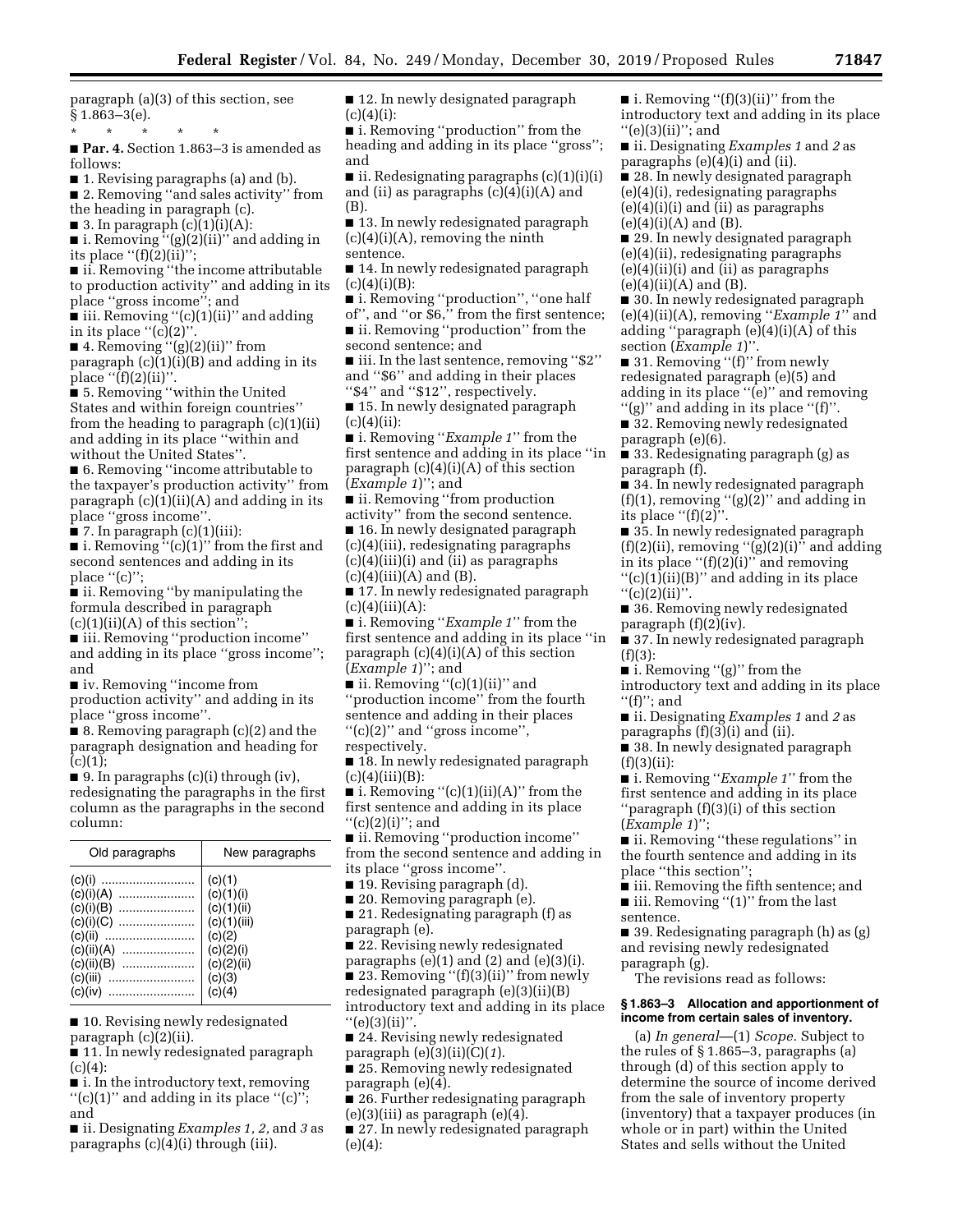paragraph (a)(3) of this section, see § 1.863–3(e).

\* \* \* \* \*

■ **Par. 4.** Section 1.863–3 is amended as follows:

■ 1. Revising paragraphs (a) and (b).

■ 2. Removing ''and sales activity'' from the heading in paragraph (c).

■ 3. In paragraph (c)(1)(i)(A):

■ i. Removing ''(g)(2)(ii)'' and adding in its place ''(f)(2)(ii)'';

■ ii. Removing ''the income attributable to production activity'' and adding in its place ''gross income''; and

■ iii. Removing ''(c)(1)(ii)'' and adding in its place ''(c)(2)''.

■ 4. Removing ''(g)(2)(ii)'' from paragraph (c)(1)(i)(B) and adding in its place ''(f)(2)(ii)''.

■ 5. Removing ''within the United States and within foreign countries'' from the heading to paragraph (c)(1)(ii) and adding in its place ''within and without the United States''.

■ 6. Removing ''income attributable to the taxpayer's production activity'' from paragraph (c)(1)(ii)(A) and adding in its place ''gross income''.

■ 7. In paragraph (c)(1)(iii):

■ i. Removing ''(c)(1)'' from the first and second sentences and adding in its place ''(c)'';

■ ii. Removing ''by manipulating the formula described in paragraph (c)(1)(ii)(A) of this section'';

■ iii. Removing ''production income'' and adding in its place ''gross income''; and

■ iv. Removing ''income from production activity'' and adding in its place ''gross income''.

■ 8. Removing paragraph (c)(2) and the paragraph designation and heading for (c)(1);

■ 9. In paragraphs (c)(i) through (iv), redesignating the paragraphs in the first column as the paragraphs in the second column:

| Old paragraphs | New paragraphs |
|---|---|
| (c)(i) | (c)(1) |
| (c)(i)(A) | (c)(1)(i) |
| (c)(i)(B) | (c)(1)(ii) |
| (c)(i)(C) | (c)(1)(iii) |
| (c)(ii) | (c)(2) |
| (c)(ii)(A) | (c)(2)(i) |
| (c)(ii)(B) | (c)(2)(ii) |
| (c)(iii) | (c)(3) |
| (c)(iv) | (c)(4) |

■ 10. Revising newly redesignated paragraph (c)(2)(ii).

■ 11. In newly redesignated paragraph (c)(4):

■ i. In the introductory text, removing ''(c)(1)'' and adding in its place ''(c)''; and

■ ii. Designating *Examples 1, 2,* and *3* as paragraphs (c)(4)(i) through (iii).

■ 12. In newly designated paragraph (c)(4)(i):

■ i. Removing ''production'' from the heading and adding in its place ''gross''; and

■ ii. Redesignating paragraphs (c)(1)(i)(i) and (ii) as paragraphs (c)(4)(i)(A) and (B).

■ 13. In newly redesignated paragraph (c)(4)(i)(A), removing the ninth sentence.

■ 14. In newly redesignated paragraph (c)(4)(i)(B):

■ i. Removing ''production'', ''one half of'', and ''or $6,'' from the first sentence;

■ ii. Removing ''production'' from the second sentence; and

■ iii. In the last sentence, removing ''$2'' and ''$6'' and adding in their places ''$4'' and ''$12'', respectively.

■ 15. In newly designated paragraph (c)(4)(ii):

■ i. Removing ''*Example 1*'' from the first sentence and adding in its place ''in paragraph (c)(4)(i)(A) of this section (*Example 1*)''; and

■ ii. Removing ''from production activity'' from the second sentence.

■ 16. In newly designated paragraph (c)(4)(iii), redesignating paragraphs (c)(4)(iii)(i) and (ii) as paragraphs (c)(4)(iii)(A) and (B).

■ 17. In newly redesignated paragraph (c)(4)(iii)(A):

■ i. Removing ''*Example 1*'' from the first sentence and adding in its place ''in paragraph (c)(4)(i)(A) of this section (*Example 1*)''; and

■ ii. Removing ''(c)(1)(ii)'' and ''production income'' from the fourth sentence and adding in their places ''(c)(2)'' and ''gross income'', respectively.

■ 18. In newly redesignated paragraph (c)(4)(iii)(B):

■ i. Removing ''(c)(1)(ii)(A)'' from the first sentence and adding in its place ''(c)(2)(i)''; and

■ ii. Removing ''production income'' from the second sentence and adding in its place ''gross income''.

■ 19. Revising paragraph (d).

■ 20. Removing paragraph (e).

■ 21. Redesignating paragraph (f) as paragraph (e).

■ 22. Revising newly redesignated paragraphs (e)(1) and (2) and (e)(3)(i).

■ 23. Removing ''(f)(3)(ii)'' from newly redesignated paragraph (e)(3)(ii)(B) introductory text and adding in its place ''(e)(3)(ii)''.

■ 24. Revising newly redesignated paragraph (e)(3)(ii)(C)(*1*).

■ 25. Removing newly redesignated paragraph (e)(4).

■ 26. Further redesignating paragraph (e)(3)(iii) as paragraph (e)(4).

■ 27. In newly redesignated paragraph (e)(4):

■ i. Removing ''(f)(3)(ii)'' from the introductory text and adding in its place ''(e)(3)(ii)''; and

■ ii. Designating *Examples 1* and *2* as paragraphs (e)(4)(i) and (ii).

■ 28. In newly designated paragraph (e)(4)(i), redesignating paragraphs (e)(4)(i)(i) and (ii) as paragraphs (e)(4)(i)(A) and (B).

■ 29. In newly designated paragraph (e)(4)(ii), redesignating paragraphs (e)(4)(ii)(i) and (ii) as paragraphs (e)(4)(ii)(A) and (B).

■ 30. In newly redesignated paragraph (e)(4)(ii)(A), removing ''*Example 1*'' and adding ''paragraph (e)(4)(i)(A) of this section (*Example 1*)''.

■ 31. Removing ''(f)'' from newly redesignated paragraph (e)(5) and adding in its place ''(e)'' and removing ''(g)'' and adding in its place ''(f)''.

■ 32. Removing newly redesignated paragraph (e)(6).

■ 33. Redesignating paragraph (g) as paragraph (f).

■ 34. In newly redesignated paragraph (f)(1), removing ''(g)(2)'' and adding in its place ''(f)(2)''.

■ 35. In newly redesignated paragraph (f)(2)(ii), removing ''(g)(2)(i)'' and adding in its place ''(f)(2)(i)'' and removing ''(c)(1)(ii)(B)'' and adding in its place ''(c)(2)(ii)''.

■ 36. Removing newly redesignated paragraph (f)(2)(iv).

■ 37. In newly redesignated paragraph (f)(3):

■ i. Removing ''(g)'' from the introductory text and adding in its place ''(f)''; and

■ ii. Designating *Examples 1* and *2* as paragraphs (f)(3)(i) and (ii).

■ 38. In newly designated paragraph (f)(3)(ii):

■ i. Removing ''*Example 1*'' from the first sentence and adding in its place ''paragraph (f)(3)(i) of this section (*Example 1*)'';

■ ii. Removing ''these regulations'' in the fourth sentence and adding in its place ''this section'';

■ iii. Removing the fifth sentence; and

■ iii. Removing ''(1)'' from the last sentence.

■ 39. Redesignating paragraph (h) as (g) and revising newly redesignated paragraph (g).

The revisions read as follows:

**§ 1.863–3 Allocation and apportionment of income from certain sales of inventory.**

(a) *In general*—(1) *Scope.* Subject to the rules of § 1.865–3, paragraphs (a) through (d) of this section apply to determine the source of income derived from the sale of inventory property (inventory) that a taxpayer produces (in whole or in part) within the United States and sells without the United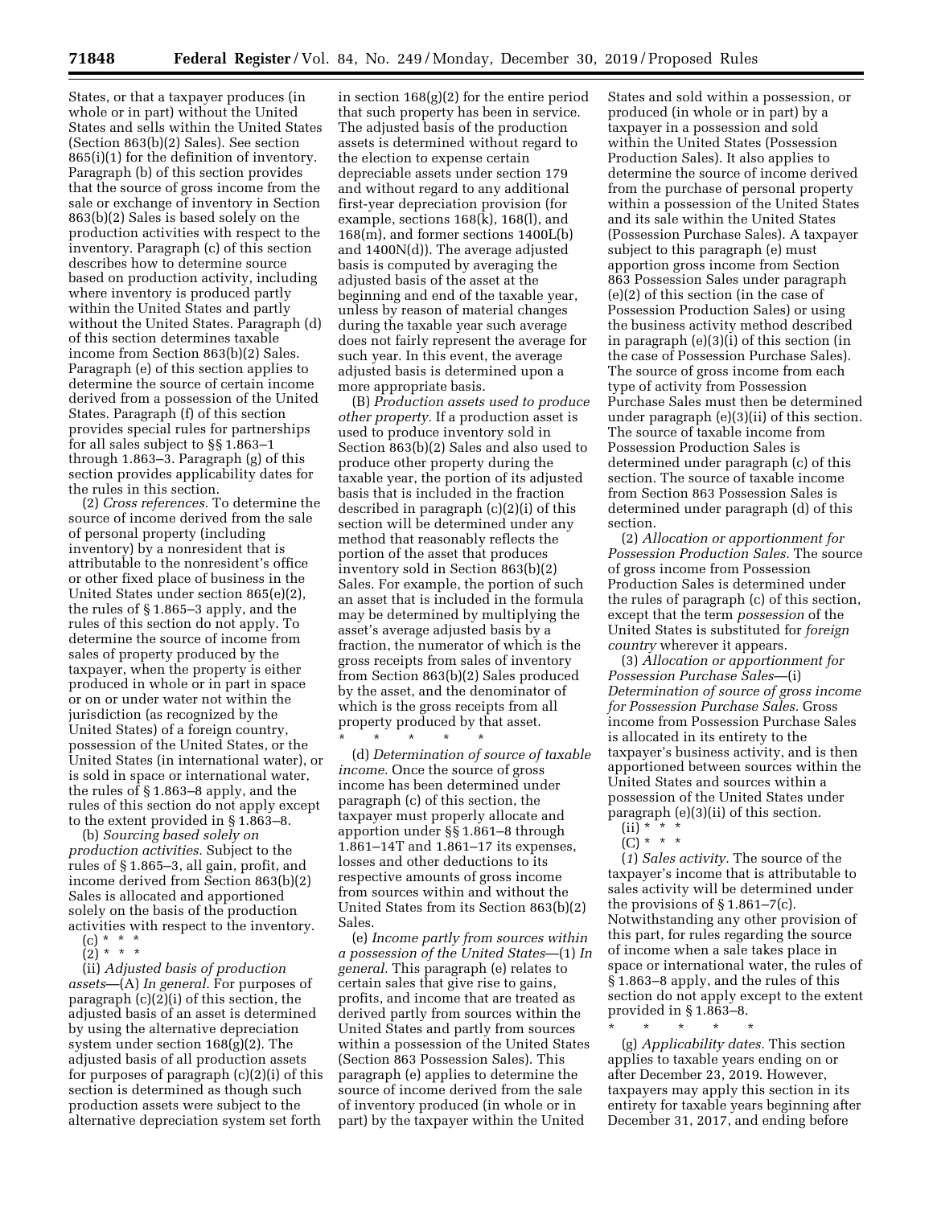States, or that a taxpayer produces (in whole or in part) without the United States and sells within the United States (Section 863(b)(2) Sales). See section 865(i)(1) for the definition of inventory. Paragraph (b) of this section provides that the source of gross income from the sale or exchange of inventory in Section 863(b)(2) Sales is based solely on the production activities with respect to the inventory. Paragraph (c) of this section describes how to determine source based on production activity, including where inventory is produced partly within the United States and partly without the United States. Paragraph (d) of this section determines taxable income from Section 863(b)(2) Sales. Paragraph (e) of this section applies to determine the source of certain income derived from a possession of the United States. Paragraph (f) of this section provides special rules for partnerships for all sales subject to §§ 1.863–1 through 1.863–3. Paragraph (g) of this section provides applicability dates for the rules in this section.

(2) *Cross references.* To determine the source of income derived from the sale of personal property (including inventory) by a nonresident that is attributable to the nonresident's office or other fixed place of business in the United States under section 865(e)(2), the rules of § 1.865–3 apply, and the rules of this section do not apply. To determine the source of income from sales of property produced by the taxpayer, when the property is either produced in whole or in part in space or on or under water not within the jurisdiction (as recognized by the United States) of a foreign country, possession of the United States, or the United States (in international water), or is sold in space or international water, the rules of § 1.863–8 apply, and the rules of this section do not apply except to the extent provided in § 1.863–8.

(b) *Sourcing based solely on production activities.* Subject to the rules of § 1.865–3, all gain, profit, and income derived from Section 863(b)(2) Sales is allocated and apportioned solely on the basis of the production activities with respect to the inventory.

(c) * * *

(2) * * *

(ii) *Adjusted basis of production assets*—(A) *In general.* For purposes of paragraph (c)(2)(i) of this section, the adjusted basis of an asset is determined by using the alternative depreciation system under section 168(g)(2). The adjusted basis of all production assets for purposes of paragraph (c)(2)(i) of this section is determined as though such production assets were subject to the alternative depreciation system set forth in section 168(g)(2) for the entire period that such property has been in service. The adjusted basis of the production assets is determined without regard to the election to expense certain depreciable assets under section 179 and without regard to any additional first-year depreciation provision (for example, sections 168(k), 168(l), and 168(m), and former sections 1400L(b) and 1400N(d)). The average adjusted basis is computed by averaging the adjusted basis of the asset at the beginning and end of the taxable year, unless by reason of material changes during the taxable year such average does not fairly represent the average for such year. In this event, the average adjusted basis is determined upon a more appropriate basis.

(B) *Production assets used to produce other property.* If a production asset is used to produce inventory sold in Section 863(b)(2) Sales and also used to produce other property during the taxable year, the portion of its adjusted basis that is included in the fraction described in paragraph (c)(2)(i) of this section will be determined under any method that reasonably reflects the portion of the asset that produces inventory sold in Section 863(b)(2) Sales. For example, the portion of such an asset that is included in the formula may be determined by multiplying the asset's average adjusted basis by a fraction, the numerator of which is the gross receipts from sales of inventory from Section 863(b)(2) Sales produced by the asset, and the denominator of which is the gross receipts from all property produced by that asset.

\* \* \* \* \*

(d) *Determination of source of taxable income.* Once the source of gross income has been determined under paragraph (c) of this section, the taxpayer must properly allocate and apportion under §§ 1.861–8 through 1.861–14T and 1.861–17 its expenses, losses and other deductions to its respective amounts of gross income from sources within and without the United States from its Section 863(b)(2) Sales.

(e) *Income partly from sources within a possession of the United States*—(1) *In general.* This paragraph (e) relates to certain sales that give rise to gains, profits, and income that are treated as derived partly from sources within the United States and partly from sources within a possession of the United States (Section 863 Possession Sales). This paragraph (e) applies to determine the source of income derived from the sale of inventory produced (in whole or in part) by the taxpayer within the United States and sold within a possession, or produced (in whole or in part) by a taxpayer in a possession and sold within the United States (Possession Production Sales). It also applies to determine the source of income derived from the purchase of personal property within a possession of the United States and its sale within the United States (Possession Purchase Sales). A taxpayer subject to this paragraph (e) must apportion gross income from Section 863 Possession Sales under paragraph (e)(2) of this section (in the case of Possession Production Sales) or using the business activity method described in paragraph (e)(3)(i) of this section (in the case of Possession Purchase Sales). The source of gross income from each type of activity from Possession Purchase Sales must then be determined under paragraph (e)(3)(ii) of this section. The source of taxable income from Possession Production Sales is determined under paragraph (c) of this section. The source of taxable income from Section 863 Possession Sales is determined under paragraph (d) of this section.

(2) *Allocation or apportionment for Possession Production Sales.* The source of gross income from Possession Production Sales is determined under the rules of paragraph (c) of this section, except that the term *possession* of the United States is substituted for *foreign country* wherever it appears.

(3) *Allocation or apportionment for Possession Purchase Sales*—(i) *Determination of source of gross income for Possession Purchase Sales.* Gross income from Possession Purchase Sales is allocated in its entirety to the taxpayer's business activity, and is then apportioned between sources within the United States and sources within a possession of the United States under paragraph (e)(3)(ii) of this section.

(ii) * * *

(C) * * *

(*1*) *Sales activity.* The source of the taxpayer's income that is attributable to sales activity will be determined under the provisions of § 1.861–7(c). Notwithstanding any other provision of this part, for rules regarding the source of income when a sale takes place in space or international water, the rules of § 1.863–8 apply, and the rules of this section do not apply except to the extent provided in § 1.863–8.

\* \* \* \* \*

(g) *Applicability dates.* This section applies to taxable years ending on or after December 23, 2019. However, taxpayers may apply this section in its entirety for taxable years beginning after December 31, 2017, and ending before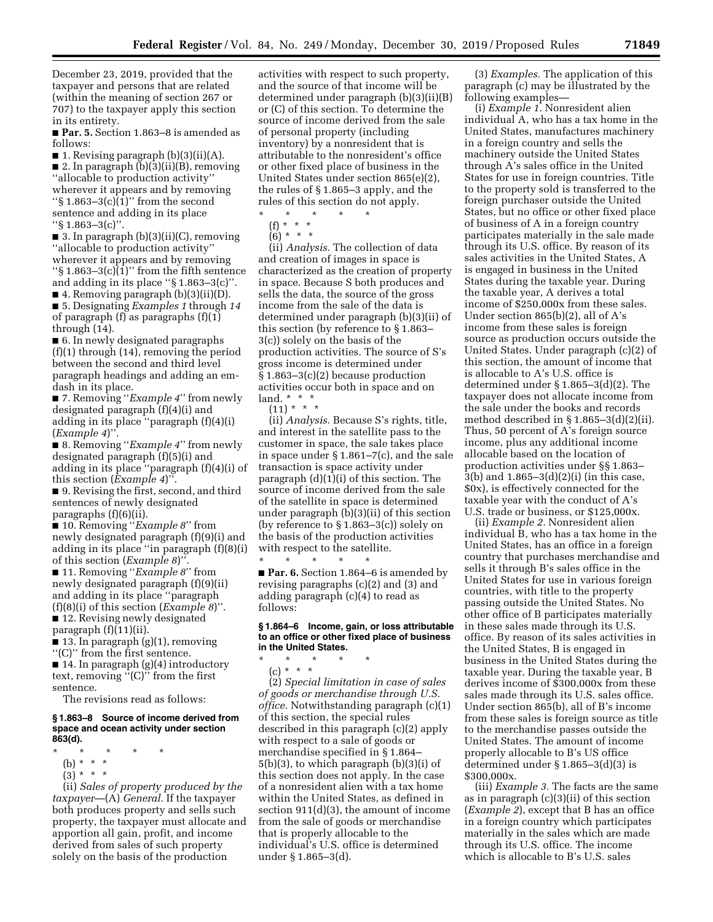December 23, 2019, provided that the taxpayer and persons that are related (within the meaning of section 267 or 707) to the taxpayer apply this section in its entirety.

■ **Par. 5.** Section 1.863–8 is amended as follows:

■ 1. Revising paragraph (b)(3)(ii)(A).

■ 2. In paragraph (b)(3)(ii)(B), removing ''allocable to production activity'' wherever it appears and by removing ''§ 1.863–3(c)(1)'' from the second sentence and adding in its place ''§ 1.863–3(c)''.

■ 3. In paragraph (b)(3)(ii)(C), removing ''allocable to production activity'' wherever it appears and by removing ''§ 1.863–3(c)(1)'' from the fifth sentence and adding in its place ''§ 1.863–3(c)''.

■ 4. Removing paragraph (b)(3)(ii)(D).

■ 5. Designating *Examples 1* through *14* of paragraph (f) as paragraphs (f)(1) through (14).

■ 6. In newly designated paragraphs (f)(1) through (14), removing the period between the second and third level paragraph headings and adding an em-dash in its place.

■ 7. Removing ''*Example 4*'' from newly designated paragraph (f)(4)(i) and adding in its place ''paragraph (f)(4)(i) (*Example 4*)''.

■ 8. Removing ''*Example 4*'' from newly designated paragraph (f)(5)(i) and adding in its place ''paragraph (f)(4)(i) of this section (*Example 4*)''.

■ 9. Revising the first, second, and third sentences of newly designated paragraphs (f)(6)(ii).

■ 10. Removing ''*Example 8*'' from newly designated paragraph (f)(9)(i) and adding in its place ''in paragraph (f)(8)(i) of this section (*Example 8*)''.

■ 11. Removing ''*Example 8*'' from newly designated paragraph (f)(9)(ii) and adding in its place ''paragraph (f)(8)(i) of this section (*Example 8*)''.

■ 12. Revising newly designated paragraph (f)(11)(ii).

■ 13. In paragraph (g)(1), removing ''(C)'' from the first sentence.

■ 14. In paragraph (g)(4) introductory text, removing ''(C)'' from the first sentence.

The revisions read as follows:

**§ 1.863–8 Source of income derived from space and ocean activity under section 863(d).**

\* \* \* \* \*

(b) \* \* \*

(3) \* \* \*

(ii) *Sales of property produced by the taxpayer*—(A) *General.* If the taxpayer both produces property and sells such property, the taxpayer must allocate and apportion all gain, profit, and income derived from sales of such property solely on the basis of the production activities with respect to such property, and the source of that income will be determined under paragraph (b)(3)(ii)(B) or (C) of this section. To determine the source of income derived from the sale of personal property (including inventory) by a nonresident that is attributable to the nonresident's office or other fixed place of business in the United States under section 865(e)(2), the rules of § 1.865–3 apply, and the rules of this section do not apply.

\* \* \* \* \*

(f) \* \* \*

(6) \* \* \*

(ii) *Analysis.* The collection of data and creation of images in space is characterized as the creation of property in space. Because S both produces and sells the data, the source of the gross income from the sale of the data is determined under paragraph (b)(3)(ii) of this section (by reference to § 1.863–3(c)) solely on the basis of the production activities. The source of S's gross income is determined under § 1.863–3(c)(2) because production activities occur both in space and on land. \* \* \*

(11) \* \* \*

(ii) *Analysis.* Because S's rights, title, and interest in the satellite pass to the customer in space, the sale takes place in space under § 1.861–7(c), and the sale transaction is space activity under paragraph (d)(1)(i) of this section. The source of income derived from the sale of the satellite in space is determined under paragraph (b)(3)(ii) of this section (by reference to § 1.863–3(c)) solely on the basis of the production activities with respect to the satellite.

\* \* \* \* \*

■ **Par. 6.** Section 1.864–6 is amended by revising paragraphs (c)(2) and (3) and adding paragraph (c)(4) to read as follows:

**§ 1.864–6 Income, gain, or loss attributable to an office or other fixed place of business in the United States.**

\* \* \* \* \*

(c) \* \* \*

(2) *Special limitation in case of sales of goods or merchandise through U.S. office.* Notwithstanding paragraph (c)(1) of this section, the special rules described in this paragraph (c)(2) apply with respect to a sale of goods or merchandise specified in § 1.864–5(b)(3), to which paragraph (b)(3)(i) of this section does not apply. In the case of a nonresident alien with a tax home within the United States, as defined in section 911(d)(3), the amount of income from the sale of goods or merchandise that is properly allocable to the individual's U.S. office is determined under § 1.865–3(d).

(3) *Examples.* The application of this paragraph (c) may be illustrated by the following examples—

(i) *Example 1.* Nonresident alien individual A, who has a tax home in the United States, manufactures machinery in a foreign country and sells the machinery outside the United States through A's sales office in the United States for use in foreign countries. Title to the property sold is transferred to the foreign purchaser outside the United States, but no office or other fixed place of business of A in a foreign country participates materially in the sale made through its U.S. office. By reason of its sales activities in the United States, A is engaged in business in the United States during the taxable year. During the taxable year, A derives a total income of $250,000x from these sales. Under section 865(b)(2), all of A's income from these sales is foreign source as production occurs outside the United States. Under paragraph (c)(2) of this section, the amount of income that is allocable to A's U.S. office is determined under § 1.865–3(d)(2). The taxpayer does not allocate income from the sale under the books and records method described in § 1.865–3(d)(2)(ii). Thus, 50 percent of A's foreign source income, plus any additional income allocable based on the location of production activities under §§ 1.863–3(b) and 1.865–3(d)(2)(i) (in this case, $0x), is effectively connected for the taxable year with the conduct of A's U.S. trade or business, or $125,000x.

(ii) *Example 2.* Nonresident alien individual B, who has a tax home in the United States, has an office in a foreign country that purchases merchandise and sells it through B's sales office in the United States for use in various foreign countries, with title to the property passing outside the United States. No other office of B participates materially in these sales made through its U.S. office. By reason of its sales activities in the United States, B is engaged in business in the United States during the taxable year. During the taxable year, B derives income of $300,000x from these sales made through its U.S. sales office. Under section 865(b), all of B's income from these sales is foreign source as title to the merchandise passes outside the United States. The amount of income properly allocable to B's US office determined under § 1.865–3(d)(3) is $300,000x.

(iii) *Example 3.* The facts are the same as in paragraph (c)(3)(ii) of this section (*Example 2*), except that B has an office in a foreign country which participates materially in the sales which are made through its U.S. office. The income which is allocable to B's U.S. sales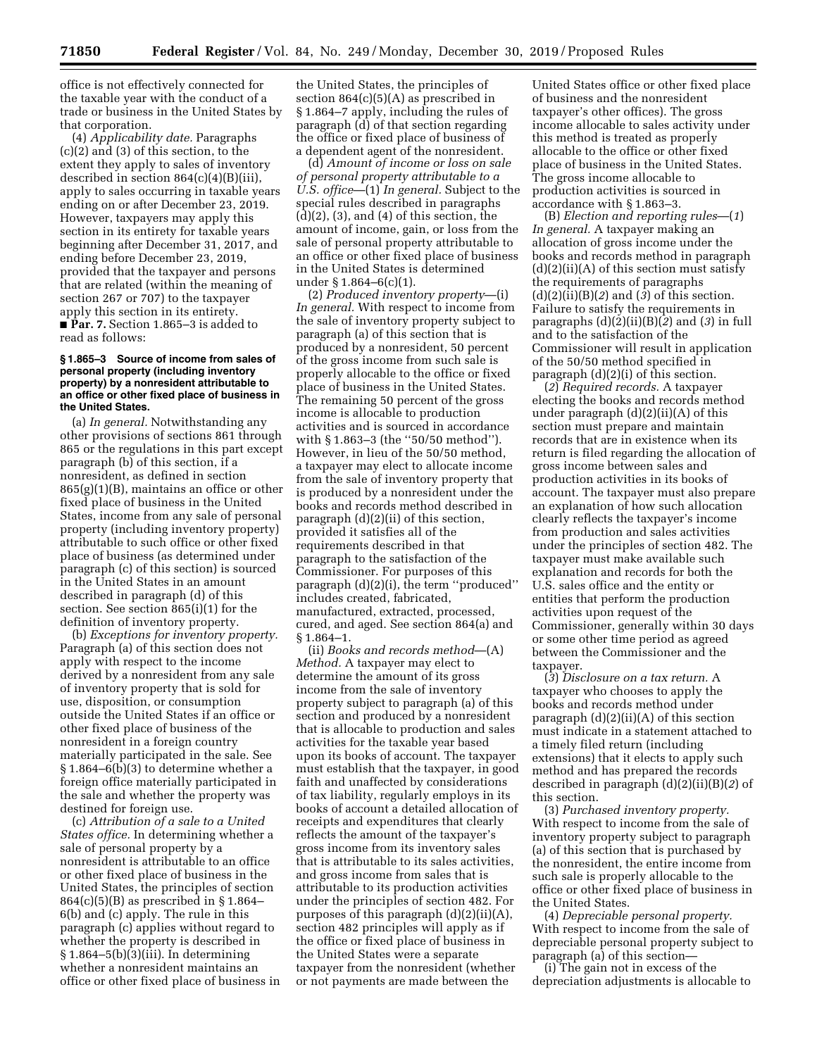office is not effectively connected for the taxable year with the conduct of a trade or business in the United States by that corporation.

(4) *Applicability date.* Paragraphs (c)(2) and (3) of this section, to the extent they apply to sales of inventory described in section 864(c)(4)(B)(iii), apply to sales occurring in taxable years ending on or after December 23, 2019. However, taxpayers may apply this section in its entirety for taxable years beginning after December 31, 2017, and ending before December 23, 2019, provided that the taxpayer and persons that are related (within the meaning of section 267 or 707) to the taxpayer apply this section in its entirety.

■ **Par. 7.** Section 1.865–3 is added to read as follows:

**§ 1.865–3 Source of income from sales of personal property (including inventory property) by a nonresident attributable to an office or other fixed place of business in the United States.**

(a) *In general.* Notwithstanding any other provisions of sections 861 through 865 or the regulations in this part except paragraph (b) of this section, if a nonresident, as defined in section 865(g)(1)(B), maintains an office or other fixed place of business in the United States, income from any sale of personal property (including inventory property) attributable to such office or other fixed place of business (as determined under paragraph (c) of this section) is sourced in the United States in an amount described in paragraph (d) of this section. See section 865(i)(1) for the definition of inventory property.

(b) *Exceptions for inventory property.* Paragraph (a) of this section does not apply with respect to the income derived by a nonresident from any sale of inventory property that is sold for use, disposition, or consumption outside the United States if an office or other fixed place of business of the nonresident in a foreign country materially participated in the sale. See § 1.864–6(b)(3) to determine whether a foreign office materially participated in the sale and whether the property was destined for foreign use.

(c) *Attribution of a sale to a United States office.* In determining whether a sale of personal property by a nonresident is attributable to an office or other fixed place of business in the United States, the principles of section 864(c)(5)(B) as prescribed in § 1.864–6(b) and (c) apply. The rule in this paragraph (c) applies without regard to whether the property is described in § 1.864–5(b)(3)(iii). In determining whether a nonresident maintains an office or other fixed place of business in the United States, the principles of section 864(c)(5)(A) as prescribed in § 1.864–7 apply, including the rules of paragraph (d) of that section regarding the office or fixed place of business of a dependent agent of the nonresident.

(d) *Amount of income or loss on sale of personal property attributable to a U.S. office*—(1) *In general.* Subject to the special rules described in paragraphs (d)(2), (3), and (4) of this section, the amount of income, gain, or loss from the sale of personal property attributable to an office or other fixed place of business in the United States is determined under § 1.864–6(c)(1).

(2) *Produced inventory property*—(i) *In general.* With respect to income from the sale of inventory property subject to paragraph (a) of this section that is produced by a nonresident, 50 percent of the gross income from such sale is properly allocable to the office or fixed place of business in the United States. The remaining 50 percent of the gross income is allocable to production activities and is sourced in accordance with § 1.863–3 (the ''50/50 method''). However, in lieu of the 50/50 method, a taxpayer may elect to allocate income from the sale of inventory property that is produced by a nonresident under the books and records method described in paragraph (d)(2)(ii) of this section, provided it satisfies all of the requirements described in that paragraph to the satisfaction of the Commissioner. For purposes of this paragraph (d)(2)(i), the term ''produced'' includes created, fabricated, manufactured, extracted, processed, cured, and aged. See section 864(a) and § 1.864–1.

(ii) *Books and records method*—(A) *Method.* A taxpayer may elect to determine the amount of its gross income from the sale of inventory property subject to paragraph (a) of this section and produced by a nonresident that is allocable to production and sales activities for the taxable year based upon its books of account. The taxpayer must establish that the taxpayer, in good faith and unaffected by considerations of tax liability, regularly employs in its books of account a detailed allocation of receipts and expenditures that clearly reflects the amount of the taxpayer's gross income from its inventory sales that is attributable to its sales activities, and gross income from sales that is attributable to its production activities under the principles of section 482. For purposes of this paragraph (d)(2)(ii)(A), section 482 principles will apply as if the office or fixed place of business in the United States were a separate taxpayer from the nonresident (whether or not payments are made between the United States office or other fixed place of business and the nonresident taxpayer's other offices). The gross income allocable to sales activity under this method is treated as properly allocable to the office or other fixed place of business in the United States. The gross income allocable to production activities is sourced in accordance with § 1.863–3.

(B) *Election and reporting rules*—(*1*) *In general.* A taxpayer making an allocation of gross income under the books and records method in paragraph (d)(2)(ii)(A) of this section must satisfy the requirements of paragraphs (d)(2)(ii)(B)(*2*) and (*3*) of this section. Failure to satisfy the requirements in paragraphs (d)(2)(ii)(B)(*2*) and (*3*) in full and to the satisfaction of the Commissioner will result in application of the 50/50 method specified in paragraph (d)(2)(i) of this section.

(*2*) *Required records.* A taxpayer electing the books and records method under paragraph (d)(2)(ii)(A) of this section must prepare and maintain records that are in existence when its return is filed regarding the allocation of gross income between sales and production activities in its books of account. The taxpayer must also prepare an explanation of how such allocation clearly reflects the taxpayer's income from production and sales activities under the principles of section 482. The taxpayer must make available such explanation and records for both the U.S. sales office and the entity or entities that perform the production activities upon request of the Commissioner, generally within 30 days or some other time period as agreed between the Commissioner and the taxpayer.

(*3*) *Disclosure on a tax return.* A taxpayer who chooses to apply the books and records method under paragraph (d)(2)(ii)(A) of this section must indicate in a statement attached to a timely filed return (including extensions) that it elects to apply such method and has prepared the records described in paragraph (d)(2)(ii)(B)(*2*) of this section.

(3) *Purchased inventory property.* With respect to income from the sale of inventory property subject to paragraph (a) of this section that is purchased by the nonresident, the entire income from such sale is properly allocable to the office or other fixed place of business in the United States.

(4) *Depreciable personal property.* With respect to income from the sale of depreciable personal property subject to paragraph (a) of this section—

(i) The gain not in excess of the depreciation adjustments is allocable to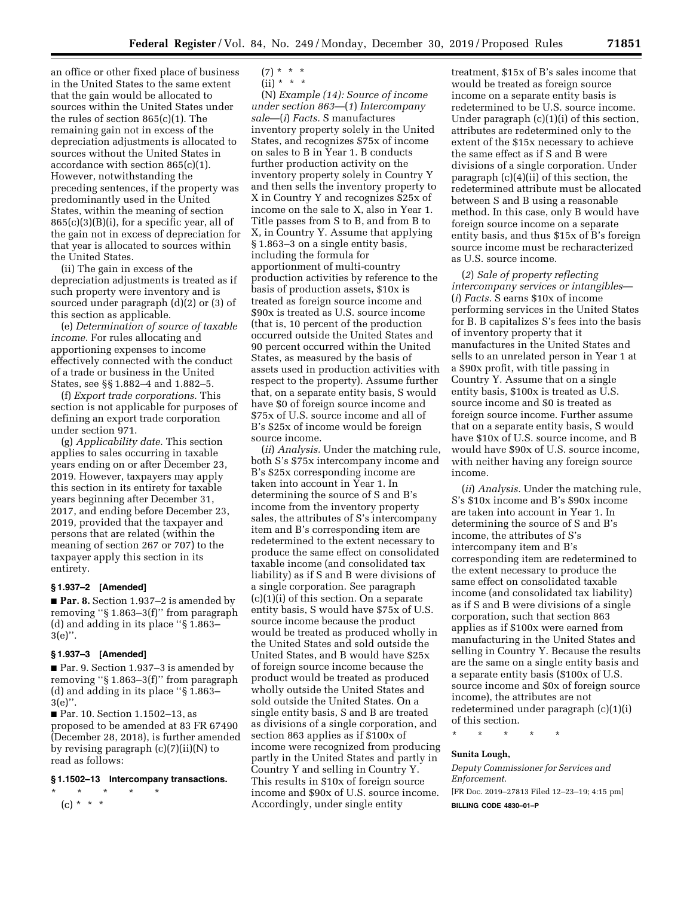an office or other fixed place of business in the United States to the same extent that the gain would be allocated to sources within the United States under the rules of section 865(c)(1). The remaining gain not in excess of the depreciation adjustments is allocated to sources without the United States in accordance with section 865(c)(1). However, notwithstanding the preceding sentences, if the property was predominantly used in the United States, within the meaning of section 865(c)(3)(B)(i), for a specific year, all of the gain not in excess of depreciation for that year is allocated to sources within the United States.

(ii) The gain in excess of the depreciation adjustments is treated as if such property were inventory and is sourced under paragraph (d)(2) or (3) of this section as applicable.

(e) *Determination of source of taxable income.* For rules allocating and apportioning expenses to income effectively connected with the conduct of a trade or business in the United States, see §§ 1.882–4 and 1.882–5.

(f) *Export trade corporations.* This section is not applicable for purposes of defining an export trade corporation under section 971.

(g) *Applicability date.* This section applies to sales occurring in taxable years ending on or after December 23, 2019. However, taxpayers may apply this section in its entirety for taxable years beginning after December 31, 2017, and ending before December 23, 2019, provided that the taxpayer and persons that are related (within the meaning of section 267 or 707) to the taxpayer apply this section in its entirety.

**§ 1.937–2 [Amended]**

■ **Par. 8.** Section 1.937–2 is amended by removing ''§ 1.863–3(f)'' from paragraph (d) and adding in its place ''§ 1.863–3(e)''.

**§ 1.937–3 [Amended]**

■ Par. 9. Section 1.937–3 is amended by removing ''§ 1.863–3(f)'' from paragraph (d) and adding in its place ''§ 1.863–3(e)''.

■ Par. 10. Section 1.1502–13, as proposed to be amended at 83 FR 67490 (December 28, 2018), is further amended by revising paragraph (c)(7)(ii)(N) to read as follows:

**§ 1.1502–13 Intercompany transactions.**

\* \* \* \* \*

(c) \* \* \*

(7) \* \* \*

(ii) \* \* \*

(N) *Example (14): Source of income under section 863*—(*1*) *Intercompany sale*—(*i*) *Facts.* S manufactures inventory property solely in the United States, and recognizes $75x of income on sales to B in Year 1. B conducts further production activity on the inventory property solely in Country Y and then sells the inventory property to X in Country Y and recognizes $25x of income on the sale to X, also in Year 1. Title passes from S to B, and from B to X, in Country Y. Assume that applying § 1.863–3 on a single entity basis, including the formula for apportionment of multi-country production activities by reference to the basis of production assets, $10x is treated as foreign source income and $90x is treated as U.S. source income (that is, 10 percent of the production occurred outside the United States and 90 percent occurred within the United States, as measured by the basis of assets used in production activities with respect to the property). Assume further that, on a separate entity basis, S would have $0 of foreign source income and $75x of U.S. source income and all of B's $25x of income would be foreign source income.

(*ii*) *Analysis.* Under the matching rule, both S's $75x intercompany income and B's $25x corresponding income are taken into account in Year 1. In determining the source of S and B's income from the inventory property sales, the attributes of S's intercompany item and B's corresponding item are redetermined to the extent necessary to produce the same effect on consolidated taxable income (and consolidated tax liability) as if S and B were divisions of a single corporation. See paragraph (c)(1)(i) of this section. On a separate entity basis, S would have $75x of U.S. source income because the product would be treated as produced wholly in the United States and sold outside the United States, and B would have $25x of foreign source income because the product would be treated as produced wholly outside the United States and sold outside the United States. On a single entity basis, S and B are treated as divisions of a single corporation, and section 863 applies as if $100x of income were recognized from producing partly in the United States and partly in Country Y and selling in Country Y. This results in $10x of foreign source income and $90x of U.S. source income. Accordingly, under single entity treatment, $15x of B's sales income that would be treated as foreign source income on a separate entity basis is redetermined to be U.S. source income. Under paragraph (c)(1)(i) of this section, attributes are redetermined only to the extent of the $15x necessary to achieve the same effect as if S and B were divisions of a single corporation. Under paragraph (c)(4)(ii) of this section, the redetermined attribute must be allocated between S and B using a reasonable method. In this case, only B would have foreign source income on a separate entity basis, and thus $15x of B's foreign source income must be recharacterized as U.S. source income.

(*2*) *Sale of property reflecting intercompany services or intangibles*—(*i*) *Facts.* S earns $10x of income performing services in the United States for B. B capitalizes S's fees into the basis of inventory property that it manufactures in the United States and sells to an unrelated person in Year 1 at a $90x profit, with title passing in Country Y. Assume that on a single entity basis, $100x is treated as U.S. source income and $0 is treated as foreign source income. Further assume that on a separate entity basis, S would have $10x of U.S. source income, and B would have $90x of U.S. source income, with neither having any foreign source income.

(*ii*) *Analysis.* Under the matching rule, S's $10x income and B's $90x income are taken into account in Year 1. In determining the source of S and B's income, the attributes of S's intercompany item and B's corresponding item are redetermined to the extent necessary to produce the same effect on consolidated taxable income (and consolidated tax liability) as if S and B were divisions of a single corporation, such that section 863 applies as if $100x were earned from manufacturing in the United States and selling in Country Y. Because the results are the same on a single entity basis and a separate entity basis ($100x of U.S. source income and $0x of foreign source income), the attributes are not redetermined under paragraph (c)(1)(i) of this section.

\* \* \* \* \*

**Sunita Lough,**

*Deputy Commissioner for Services and Enforcement.*

[FR Doc. 2019–27813 Filed 12–23–19; 4:15 pm]

**BILLING CODE 4830–01–P**